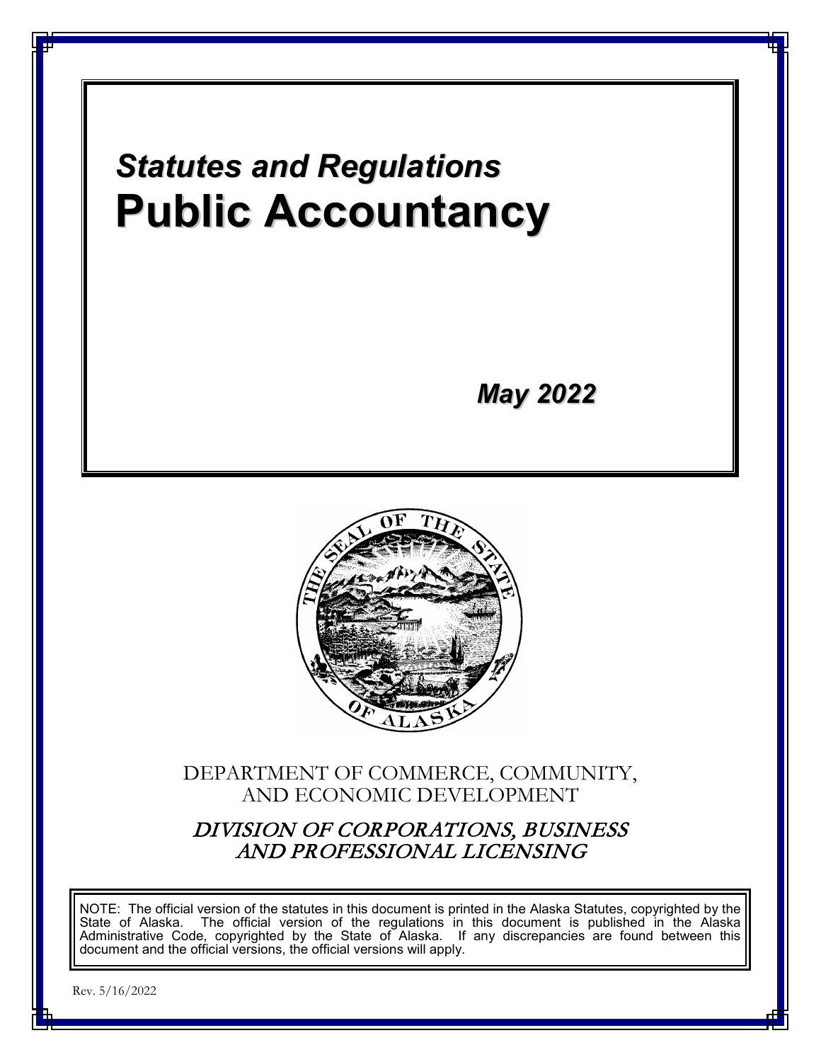# *Statutes and Regulations*
# **Public Accountancy**

***May 2022***

DEPARTMENT OF COMMERCE, COMMUNITY, AND ECONOMIC DEVELOPMENT

*DIVISION OF CORPORATIONS, BUSINESS AND PROFESSIONAL LICENSING*

NOTE: The official version of the statutes in this document is printed in the Alaska Statutes, copyrighted by the State of Alaska. The official version of the regulations in this document is published in the Alaska Administrative Code, copyrighted by the State of Alaska. If any discrepancies are found between this document and the official versions, the official versions will apply.

Rev. 5/16/2022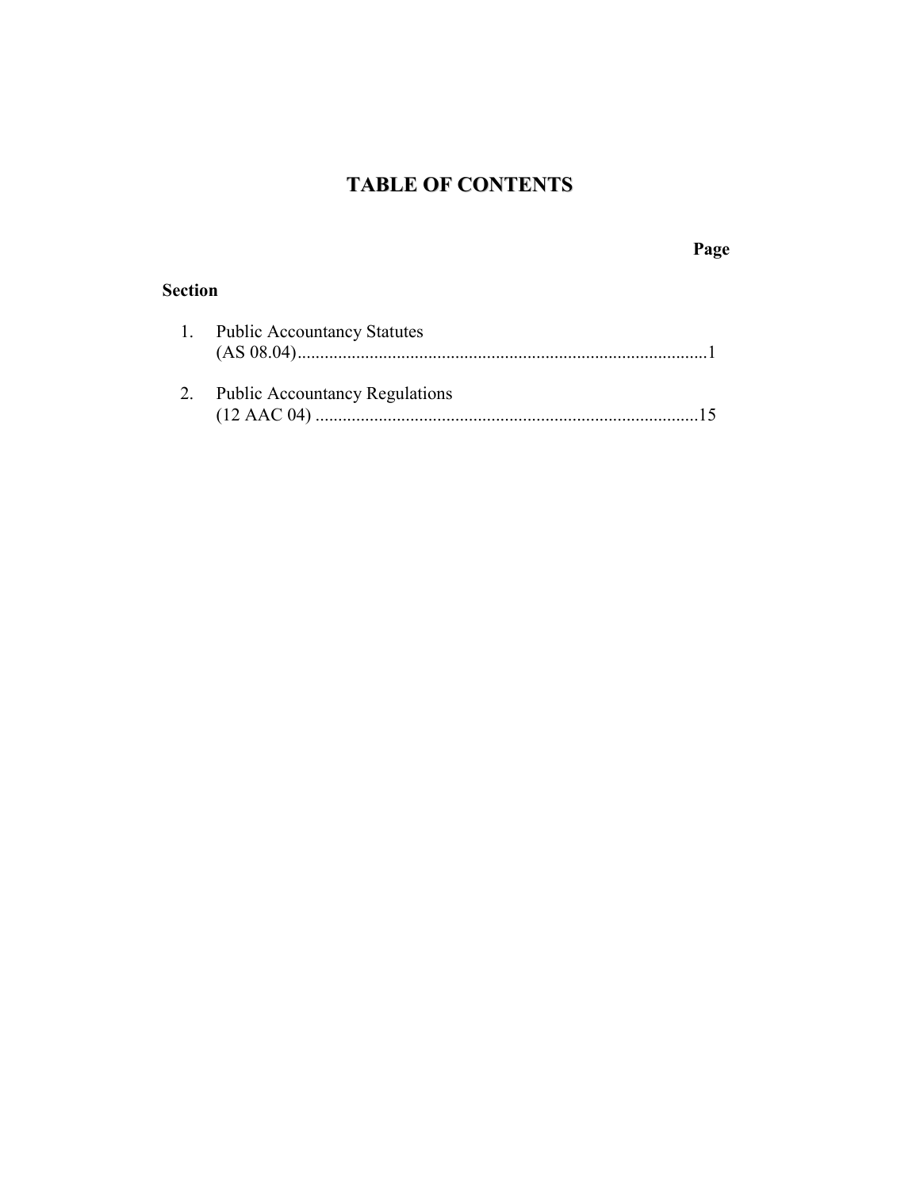# TABLE OF CONTENTS

| Section | | Page |
| --- | --- | --- |
| 1. | Public Accountancy Statutes (AS 08.04) | 1 |
| 2. | Public Accountancy Regulations (12 AAC 04) | 15 |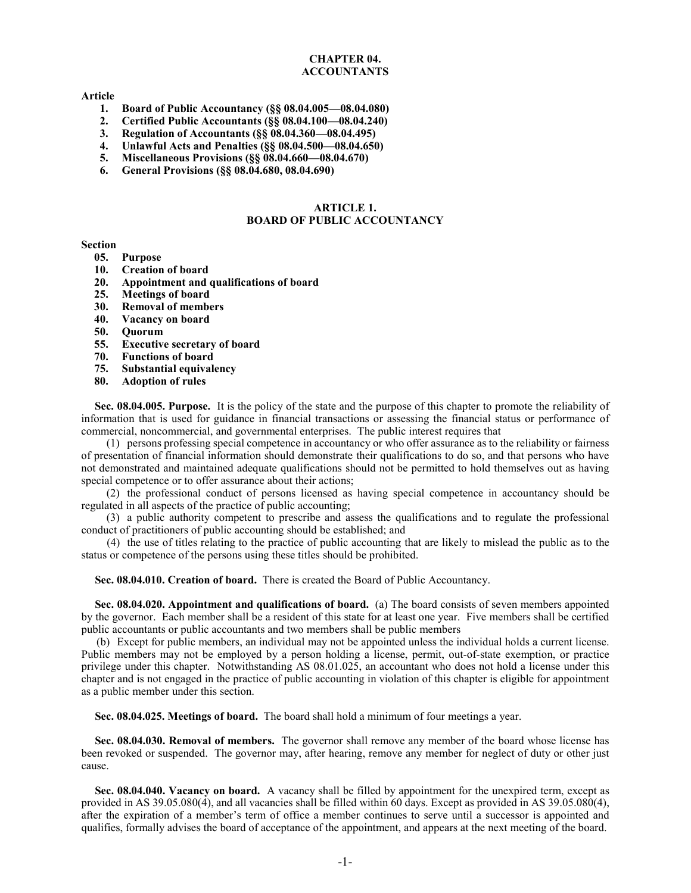# CHAPTER 04.
# ACCOUNTANTS

**Article**

1. **Board of Public Accountancy (§§ 08.04.005—08.04.080)**
2. **Certified Public Accountants (§§ 08.04.100—08.04.240)**
3. **Regulation of Accountants (§§ 08.04.360—08.04.495)**
4. **Unlawful Acts and Penalties (§§ 08.04.500—08.04.650)**
5. **Miscellaneous Provisions (§§ 08.04.660—08.04.670)**
6. **General Provisions (§§ 08.04.680, 08.04.690)**

## ARTICLE 1.
## BOARD OF PUBLIC ACCOUNTANCY

**Section**

- **05. Purpose**
- **10. Creation of board**
- **20. Appointment and qualifications of board**
- **25. Meetings of board**
- **30. Removal of members**
- **40. Vacancy on board**
- **50. Quorum**
- **55. Executive secretary of board**
- **70. Functions of board**
- **75. Substantial equivalency**
- **80. Adoption of rules**

**Sec. 08.04.005. Purpose.** It is the policy of the state and the purpose of this chapter to promote the reliability of information that is used for guidance in financial transactions or assessing the financial status or performance of commercial, noncommercial, and governmental enterprises. The public interest requires that

(1) persons professing special competence in accountancy or who offer assurance as to the reliability or fairness of presentation of financial information should demonstrate their qualifications to do so, and that persons who have not demonstrated and maintained adequate qualifications should not be permitted to hold themselves out as having special competence or to offer assurance about their actions;

(2) the professional conduct of persons licensed as having special competence in accountancy should be regulated in all aspects of the practice of public accounting;

(3) a public authority competent to prescribe and assess the qualifications and to regulate the professional conduct of practitioners of public accounting should be established; and

(4) the use of titles relating to the practice of public accounting that are likely to mislead the public as to the status or competence of the persons using these titles should be prohibited.

**Sec. 08.04.010. Creation of board.** There is created the Board of Public Accountancy.

**Sec. 08.04.020. Appointment and qualifications of board.** (a) The board consists of seven members appointed by the governor. Each member shall be a resident of this state for at least one year. Five members shall be certified public accountants or public accountants and two members shall be public members

(b) Except for public members, an individual may not be appointed unless the individual holds a current license. Public members may not be employed by a person holding a license, permit, out-of-state exemption, or practice privilege under this chapter. Notwithstanding AS 08.01.025, an accountant who does not hold a license under this chapter and is not engaged in the practice of public accounting in violation of this chapter is eligible for appointment as a public member under this section.

**Sec. 08.04.025. Meetings of board.** The board shall hold a minimum of four meetings a year.

**Sec. 08.04.030. Removal of members.** The governor shall remove any member of the board whose license has been revoked or suspended. The governor may, after hearing, remove any member for neglect of duty or other just cause.

**Sec. 08.04.040. Vacancy on board.** A vacancy shall be filled by appointment for the unexpired term, except as provided in AS 39.05.080(4), and all vacancies shall be filled within 60 days. Except as provided in AS 39.05.080(4), after the expiration of a member's term of office a member continues to serve until a successor is appointed and qualifies, formally advises the board of acceptance of the appointment, and appears at the next meeting of the board.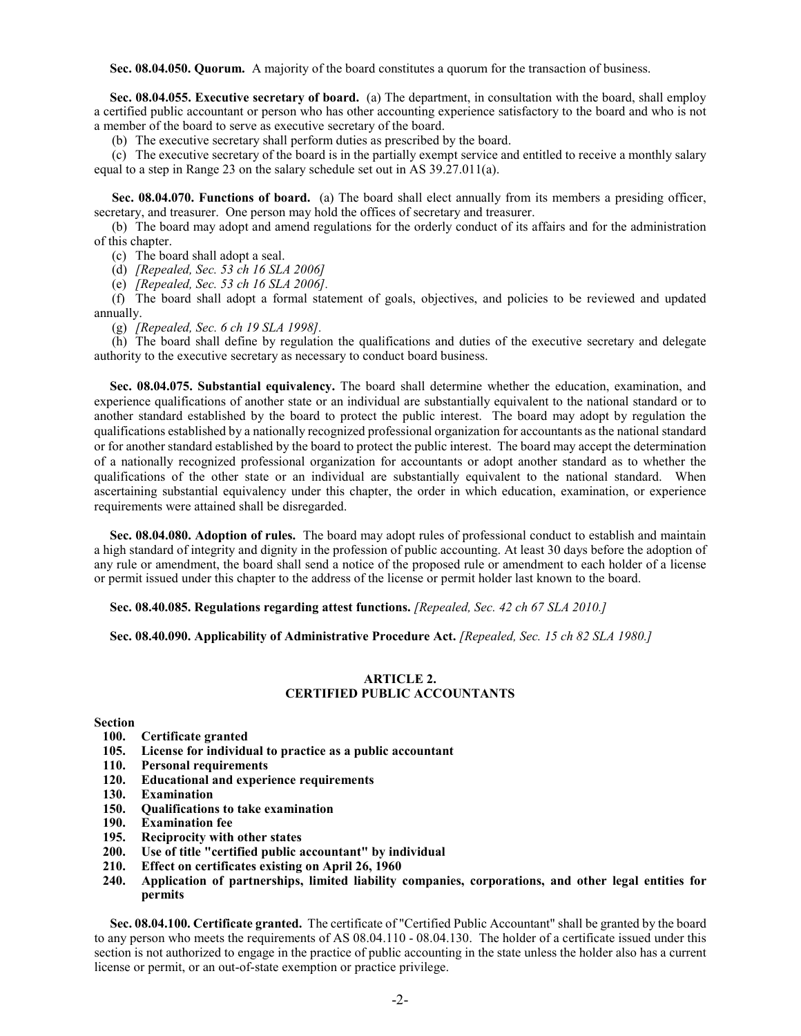**Sec. 08.04.050. Quorum.** A majority of the board constitutes a quorum for the transaction of business.

**Sec. 08.04.055. Executive secretary of board.** (a) The department, in consultation with the board, shall employ a certified public accountant or person who has other accounting experience satisfactory to the board and who is not a member of the board to serve as executive secretary of the board.

(b) The executive secretary shall perform duties as prescribed by the board.

(c) The executive secretary of the board is in the partially exempt service and entitled to receive a monthly salary equal to a step in Range 23 on the salary schedule set out in AS 39.27.011(a).

**Sec. 08.04.070. Functions of board.** (a) The board shall elect annually from its members a presiding officer, secretary, and treasurer. One person may hold the offices of secretary and treasurer.

(b) The board may adopt and amend regulations for the orderly conduct of its affairs and for the administration of this chapter.

(c) The board shall adopt a seal.

(d) *[Repealed, Sec. 53 ch 16 SLA 2006]*

(e) *[Repealed, Sec. 53 ch 16 SLA 2006].*

(f) The board shall adopt a formal statement of goals, objectives, and policies to be reviewed and updated annually.

(g) *[Repealed, Sec. 6 ch 19 SLA 1998].*

(h) The board shall define by regulation the qualifications and duties of the executive secretary and delegate authority to the executive secretary as necessary to conduct board business.

**Sec. 08.04.075. Substantial equivalency.** The board shall determine whether the education, examination, and experience qualifications of another state or an individual are substantially equivalent to the national standard or to another standard established by the board to protect the public interest. The board may adopt by regulation the qualifications established by a nationally recognized professional organization for accountants as the national standard or for another standard established by the board to protect the public interest. The board may accept the determination of a nationally recognized professional organization for accountants or adopt another standard as to whether the qualifications of the other state or an individual are substantially equivalent to the national standard. When ascertaining substantial equivalency under this chapter, the order in which education, examination, or experience requirements were attained shall be disregarded.

**Sec. 08.04.080. Adoption of rules.** The board may adopt rules of professional conduct to establish and maintain a high standard of integrity and dignity in the profession of public accounting. At least 30 days before the adoption of any rule or amendment, the board shall send a notice of the proposed rule or amendment to each holder of a license or permit issued under this chapter to the address of the license or permit holder last known to the board.

**Sec. 08.40.085. Regulations regarding attest functions.** *[Repealed, Sec. 42 ch 67 SLA 2010.]*

**Sec. 08.40.090. Applicability of Administrative Procedure Act.** *[Repealed, Sec. 15 ch 82 SLA 1980.]*

## ARTICLE 2.
## CERTIFIED PUBLIC ACCOUNTANTS

**Section**

- **100. Certificate granted**
- **105. License for individual to practice as a public accountant**
- **110. Personal requirements**
- **120. Educational and experience requirements**
- **130. Examination**
- **150. Qualifications to take examination**
- **190. Examination fee**
- **195. Reciprocity with other states**
- **200. Use of title "certified public accountant" by individual**
- **210. Effect on certificates existing on April 26, 1960**
- **240. Application of partnerships, limited liability companies, corporations, and other legal entities for permits**

**Sec. 08.04.100. Certificate granted.** The certificate of "Certified Public Accountant" shall be granted by the board to any person who meets the requirements of AS 08.04.110 - 08.04.130. The holder of a certificate issued under this section is not authorized to engage in the practice of public accounting in the state unless the holder also has a current license or permit, or an out-of-state exemption or practice privilege.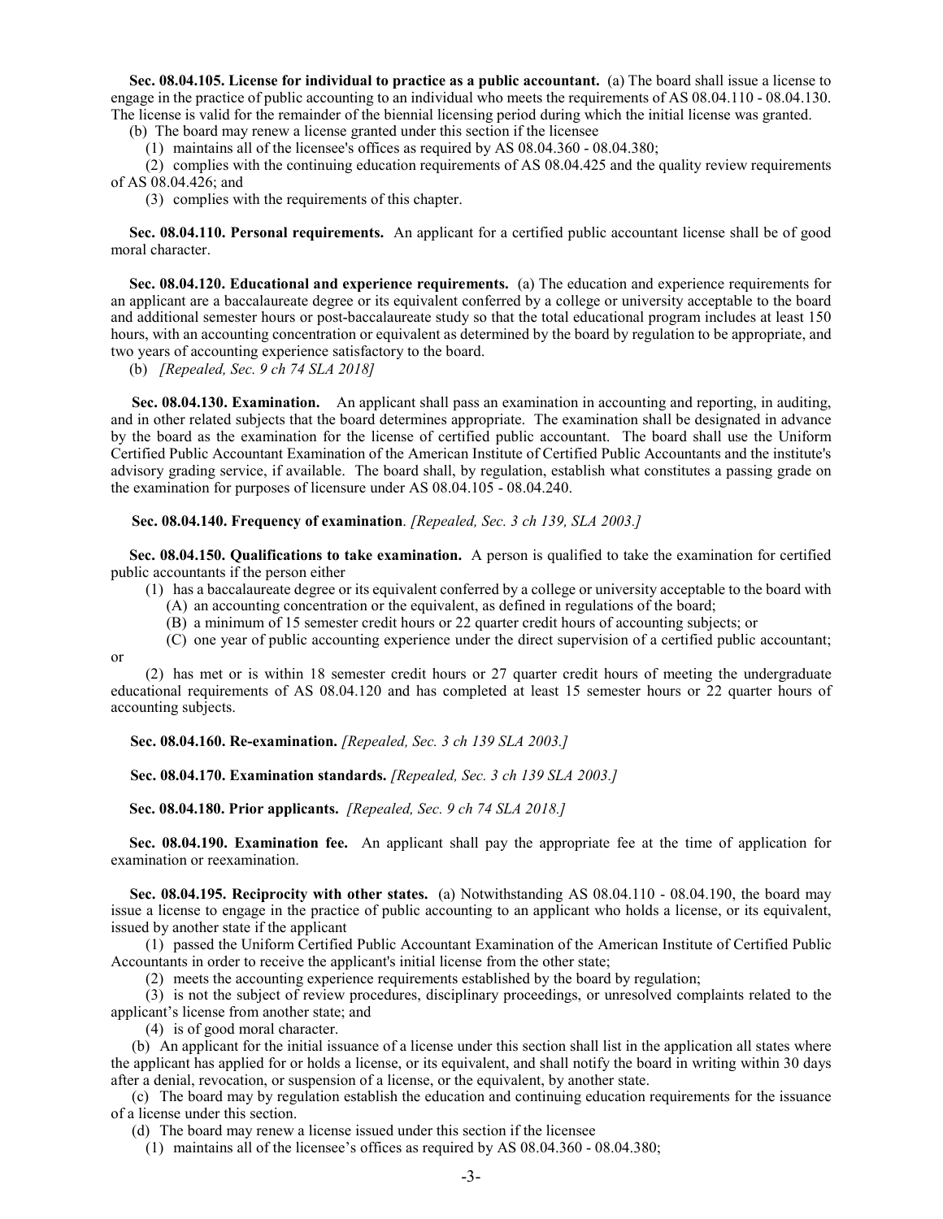**Sec. 08.04.105. License for individual to practice as a public accountant.** (a) The board shall issue a license to engage in the practice of public accounting to an individual who meets the requirements of AS 08.04.110 - 08.04.130. The license is valid for the remainder of the biennial licensing period during which the initial license was granted.

(b) The board may renew a license granted under this section if the licensee

(1) maintains all of the licensee's offices as required by AS 08.04.360 - 08.04.380;

(2) complies with the continuing education requirements of AS 08.04.425 and the quality review requirements of AS 08.04.426; and

(3) complies with the requirements of this chapter.

**Sec. 08.04.110. Personal requirements.** An applicant for a certified public accountant license shall be of good moral character.

**Sec. 08.04.120. Educational and experience requirements.** (a) The education and experience requirements for an applicant are a baccalaureate degree or its equivalent conferred by a college or university acceptable to the board and additional semester hours or post-baccalaureate study so that the total educational program includes at least 150 hours, with an accounting concentration or equivalent as determined by the board by regulation to be appropriate, and two years of accounting experience satisfactory to the board.

(b) *[Repealed, Sec. 9 ch 74 SLA 2018]*

**Sec. 08.04.130. Examination.** An applicant shall pass an examination in accounting and reporting, in auditing, and in other related subjects that the board determines appropriate. The examination shall be designated in advance by the board as the examination for the license of certified public accountant. The board shall use the Uniform Certified Public Accountant Examination of the American Institute of Certified Public Accountants and the institute's advisory grading service, if available. The board shall, by regulation, establish what constitutes a passing grade on the examination for purposes of licensure under AS 08.04.105 - 08.04.240.

**Sec. 08.04.140. Frequency of examination**. *[Repealed, Sec. 3 ch 139, SLA 2003.]*

**Sec. 08.04.150. Qualifications to take examination.** A person is qualified to take the examination for certified public accountants if the person either

(1) has a baccalaureate degree or its equivalent conferred by a college or university acceptable to the board with

(A) an accounting concentration or the equivalent, as defined in regulations of the board;

(B) a minimum of 15 semester credit hours or 22 quarter credit hours of accounting subjects; or

(C) one year of public accounting experience under the direct supervision of a certified public accountant;

or

(2) has met or is within 18 semester credit hours or 27 quarter credit hours of meeting the undergraduate educational requirements of AS 08.04.120 and has completed at least 15 semester hours or 22 quarter hours of accounting subjects.

**Sec. 08.04.160. Re-examination.** *[Repealed, Sec. 3 ch 139 SLA 2003.]*

**Sec. 08.04.170. Examination standards.** *[Repealed, Sec. 3 ch 139 SLA 2003.]*

**Sec. 08.04.180. Prior applicants.** *[Repealed, Sec. 9 ch 74 SLA 2018.]*

**Sec. 08.04.190. Examination fee.** An applicant shall pay the appropriate fee at the time of application for examination or reexamination.

**Sec. 08.04.195. Reciprocity with other states.** (a) Notwithstanding AS 08.04.110 - 08.04.190, the board may issue a license to engage in the practice of public accounting to an applicant who holds a license, or its equivalent, issued by another state if the applicant

(1) passed the Uniform Certified Public Accountant Examination of the American Institute of Certified Public Accountants in order to receive the applicant's initial license from the other state;

(2) meets the accounting experience requirements established by the board by regulation;

(3) is not the subject of review procedures, disciplinary proceedings, or unresolved complaints related to the applicant's license from another state; and

(4) is of good moral character.

(b) An applicant for the initial issuance of a license under this section shall list in the application all states where the applicant has applied for or holds a license, or its equivalent, and shall notify the board in writing within 30 days after a denial, revocation, or suspension of a license, or the equivalent, by another state.

(c) The board may by regulation establish the education and continuing education requirements for the issuance of a license under this section.

(d) The board may renew a license issued under this section if the licensee

(1) maintains all of the licensee's offices as required by AS 08.04.360 - 08.04.380;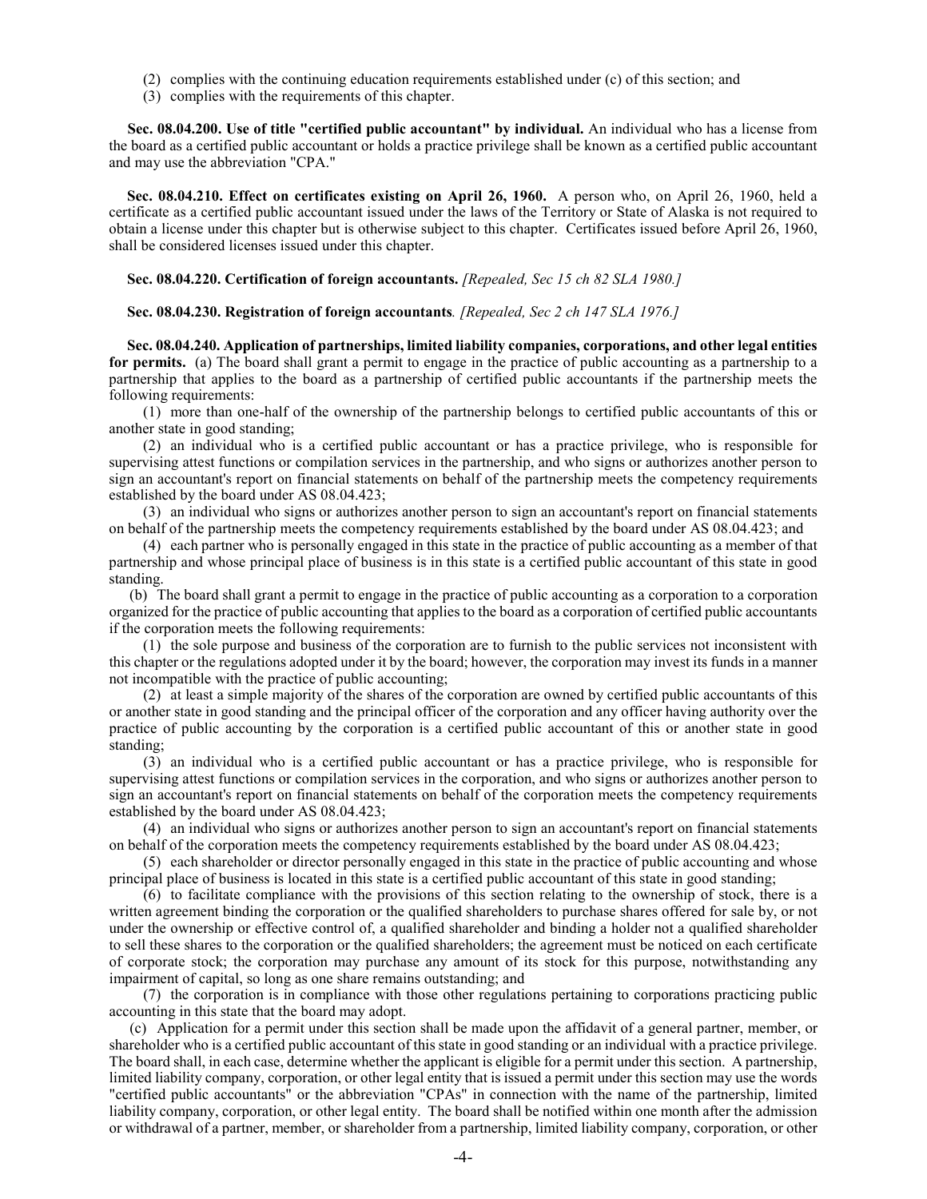(2) complies with the continuing education requirements established under (c) of this section; and

(3) complies with the requirements of this chapter.

**Sec. 08.04.200. Use of title "certified public accountant" by individual.** An individual who has a license from the board as a certified public accountant or holds a practice privilege shall be known as a certified public accountant and may use the abbreviation "CPA."

**Sec. 08.04.210. Effect on certificates existing on April 26, 1960.** A person who, on April 26, 1960, held a certificate as a certified public accountant issued under the laws of the Territory or State of Alaska is not required to obtain a license under this chapter but is otherwise subject to this chapter. Certificates issued before April 26, 1960, shall be considered licenses issued under this chapter.

**Sec. 08.04.220. Certification of foreign accountants.** *[Repealed, Sec 15 ch 82 SLA 1980.]*

**Sec. 08.04.230. Registration of foreign accountants***. [Repealed, Sec 2 ch 147 SLA 1976.]*

**Sec. 08.04.240. Application of partnerships, limited liability companies, corporations, and other legal entities for permits.** (a) The board shall grant a permit to engage in the practice of public accounting as a partnership to a partnership that applies to the board as a partnership of certified public accountants if the partnership meets the following requirements:

(1) more than one-half of the ownership of the partnership belongs to certified public accountants of this or another state in good standing;

(2) an individual who is a certified public accountant or has a practice privilege, who is responsible for supervising attest functions or compilation services in the partnership, and who signs or authorizes another person to sign an accountant's report on financial statements on behalf of the partnership meets the competency requirements established by the board under AS 08.04.423;

(3) an individual who signs or authorizes another person to sign an accountant's report on financial statements on behalf of the partnership meets the competency requirements established by the board under AS 08.04.423; and

(4) each partner who is personally engaged in this state in the practice of public accounting as a member of that partnership and whose principal place of business is in this state is a certified public accountant of this state in good standing.

(b) The board shall grant a permit to engage in the practice of public accounting as a corporation to a corporation organized for the practice of public accounting that applies to the board as a corporation of certified public accountants if the corporation meets the following requirements:

(1) the sole purpose and business of the corporation are to furnish to the public services not inconsistent with this chapter or the regulations adopted under it by the board; however, the corporation may invest its funds in a manner not incompatible with the practice of public accounting;

(2) at least a simple majority of the shares of the corporation are owned by certified public accountants of this or another state in good standing and the principal officer of the corporation and any officer having authority over the practice of public accounting by the corporation is a certified public accountant of this or another state in good standing;

(3) an individual who is a certified public accountant or has a practice privilege, who is responsible for supervising attest functions or compilation services in the corporation, and who signs or authorizes another person to sign an accountant's report on financial statements on behalf of the corporation meets the competency requirements established by the board under AS 08.04.423;

(4) an individual who signs or authorizes another person to sign an accountant's report on financial statements on behalf of the corporation meets the competency requirements established by the board under AS 08.04.423;

(5) each shareholder or director personally engaged in this state in the practice of public accounting and whose principal place of business is located in this state is a certified public accountant of this state in good standing;

(6) to facilitate compliance with the provisions of this section relating to the ownership of stock, there is a written agreement binding the corporation or the qualified shareholders to purchase shares offered for sale by, or not under the ownership or effective control of, a qualified shareholder and binding a holder not a qualified shareholder to sell these shares to the corporation or the qualified shareholders; the agreement must be noticed on each certificate of corporate stock; the corporation may purchase any amount of its stock for this purpose, notwithstanding any impairment of capital, so long as one share remains outstanding; and

(7) the corporation is in compliance with those other regulations pertaining to corporations practicing public accounting in this state that the board may adopt.

(c) Application for a permit under this section shall be made upon the affidavit of a general partner, member, or shareholder who is a certified public accountant of this state in good standing or an individual with a practice privilege. The board shall, in each case, determine whether the applicant is eligible for a permit under this section. A partnership, limited liability company, corporation, or other legal entity that is issued a permit under this section may use the words "certified public accountants" or the abbreviation "CPAs" in connection with the name of the partnership, limited liability company, corporation, or other legal entity. The board shall be notified within one month after the admission or withdrawal of a partner, member, or shareholder from a partnership, limited liability company, corporation, or other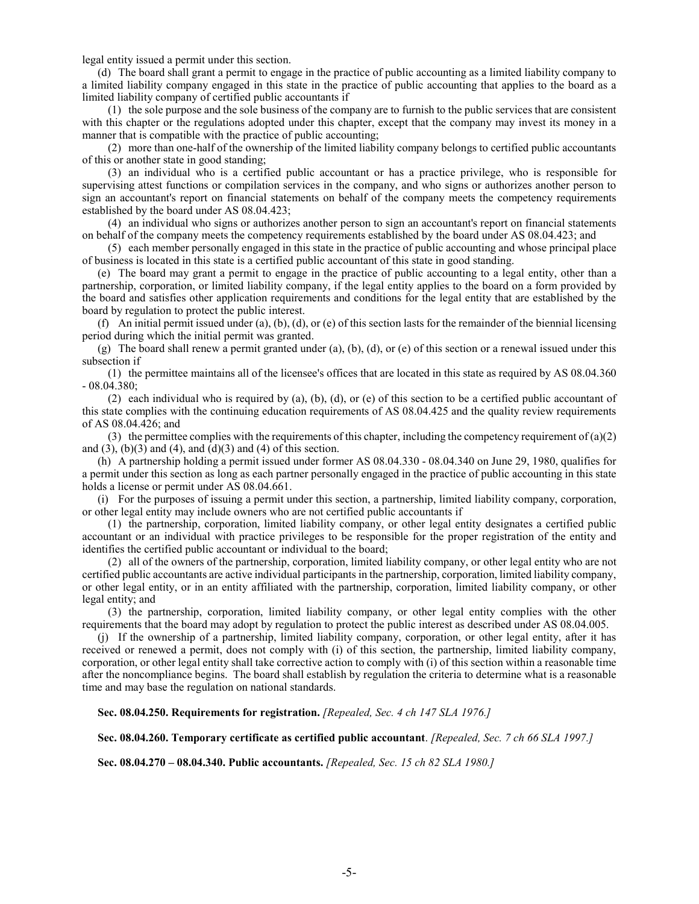legal entity issued a permit under this section.

(d) The board shall grant a permit to engage in the practice of public accounting as a limited liability company to a limited liability company engaged in this state in the practice of public accounting that applies to the board as a limited liability company of certified public accountants if

(1) the sole purpose and the sole business of the company are to furnish to the public services that are consistent with this chapter or the regulations adopted under this chapter, except that the company may invest its money in a manner that is compatible with the practice of public accounting;

(2) more than one-half of the ownership of the limited liability company belongs to certified public accountants of this or another state in good standing;

(3) an individual who is a certified public accountant or has a practice privilege, who is responsible for supervising attest functions or compilation services in the company, and who signs or authorizes another person to sign an accountant's report on financial statements on behalf of the company meets the competency requirements established by the board under AS 08.04.423;

(4) an individual who signs or authorizes another person to sign an accountant's report on financial statements on behalf of the company meets the competency requirements established by the board under AS 08.04.423; and

(5) each member personally engaged in this state in the practice of public accounting and whose principal place of business is located in this state is a certified public accountant of this state in good standing.

(e) The board may grant a permit to engage in the practice of public accounting to a legal entity, other than a partnership, corporation, or limited liability company, if the legal entity applies to the board on a form provided by the board and satisfies other application requirements and conditions for the legal entity that are established by the board by regulation to protect the public interest.

(f) An initial permit issued under (a), (b), (d), or (e) of this section lasts for the remainder of the biennial licensing period during which the initial permit was granted.

(g) The board shall renew a permit granted under (a), (b), (d), or (e) of this section or a renewal issued under this subsection if

(1) the permittee maintains all of the licensee's offices that are located in this state as required by AS 08.04.360 - 08.04.380;

(2) each individual who is required by (a), (b), (d), or (e) of this section to be a certified public accountant of this state complies with the continuing education requirements of AS 08.04.425 and the quality review requirements of AS 08.04.426; and

(3) the permittee complies with the requirements of this chapter, including the competency requirement of (a)(2) and (3), (b)(3) and (4), and (d)(3) and (4) of this section.

(h) A partnership holding a permit issued under former AS 08.04.330 - 08.04.340 on June 29, 1980, qualifies for a permit under this section as long as each partner personally engaged in the practice of public accounting in this state holds a license or permit under AS 08.04.661.

(i) For the purposes of issuing a permit under this section, a partnership, limited liability company, corporation, or other legal entity may include owners who are not certified public accountants if

(1) the partnership, corporation, limited liability company, or other legal entity designates a certified public accountant or an individual with practice privileges to be responsible for the proper registration of the entity and identifies the certified public accountant or individual to the board;

(2) all of the owners of the partnership, corporation, limited liability company, or other legal entity who are not certified public accountants are active individual participants in the partnership, corporation, limited liability company, or other legal entity, or in an entity affiliated with the partnership, corporation, limited liability company, or other legal entity; and

(3) the partnership, corporation, limited liability company, or other legal entity complies with the other requirements that the board may adopt by regulation to protect the public interest as described under AS 08.04.005.

(j) If the ownership of a partnership, limited liability company, corporation, or other legal entity, after it has received or renewed a permit, does not comply with (i) of this section, the partnership, limited liability company, corporation, or other legal entity shall take corrective action to comply with (i) of this section within a reasonable time after the noncompliance begins. The board shall establish by regulation the criteria to determine what is a reasonable time and may base the regulation on national standards.

**Sec. 08.04.250. Requirements for registration.** *[Repealed, Sec. 4 ch 147 SLA 1976.]*

**Sec. 08.04.260. Temporary certificate as certified public accountant**. *[Repealed, Sec. 7 ch 66 SLA 1997.]*

**Sec. 08.04.270 – 08.04.340. Public accountants.** *[Repealed, Sec. 15 ch 82 SLA 1980.]*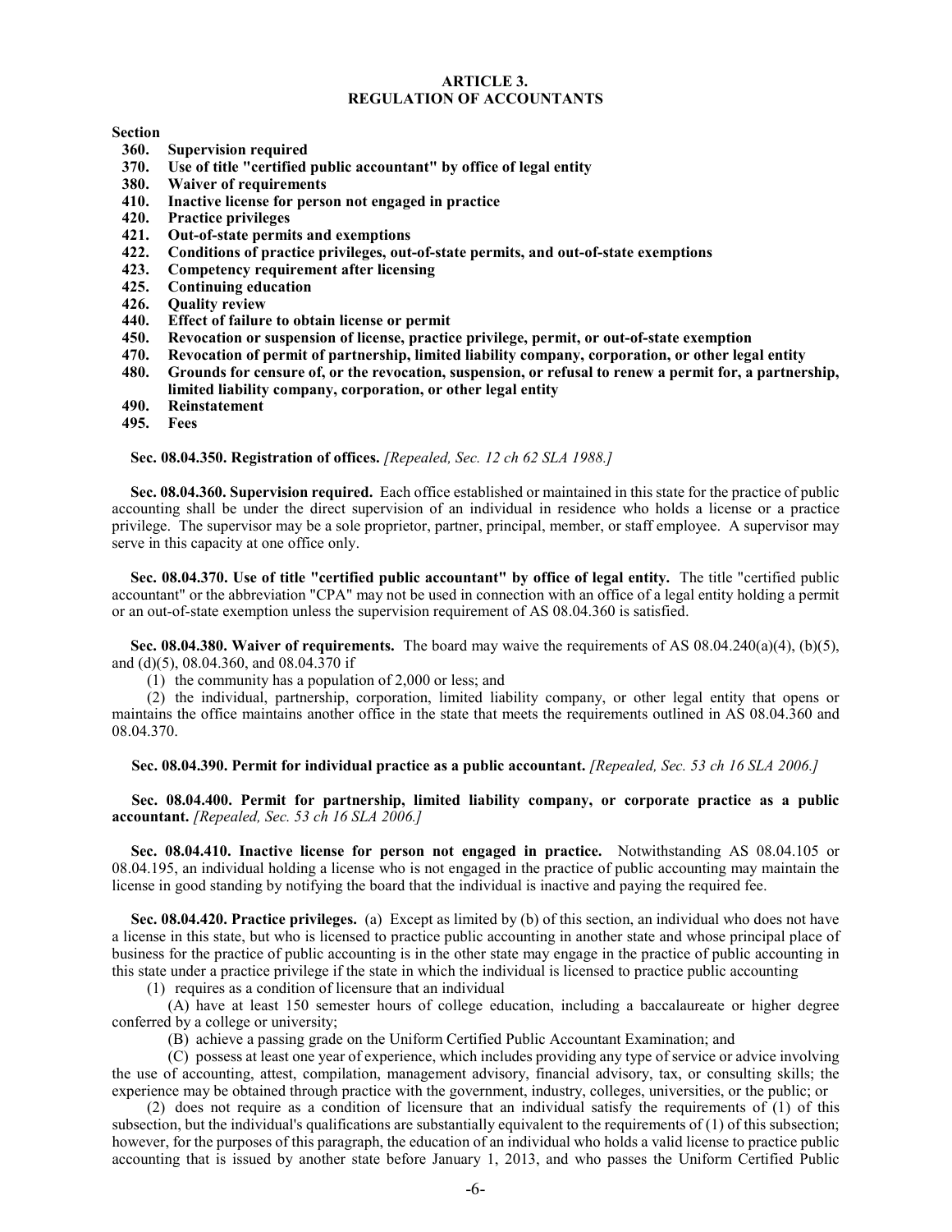## ARTICLE 3.
## REGULATION OF ACCOUNTANTS

**Section**
- **360. Supervision required**
- **370. Use of title "certified public accountant" by office of legal entity**
- **380. Waiver of requirements**
- **410. Inactive license for person not engaged in practice**
- **420. Practice privileges**
- **421. Out-of-state permits and exemptions**
- **422. Conditions of practice privileges, out-of-state permits, and out-of-state exemptions**
- **423. Competency requirement after licensing**
- **425. Continuing education**
- **426. Quality review**
- **440. Effect of failure to obtain license or permit**
- **450. Revocation or suspension of license, practice privilege, permit, or out-of-state exemption**
- **470. Revocation of permit of partnership, limited liability company, corporation, or other legal entity**
- **480. Grounds for censure of, or the revocation, suspension, or refusal to renew a permit for, a partnership, limited liability company, corporation, or other legal entity**
- **490. Reinstatement**
- **495. Fees**

**Sec. 08.04.350. Registration of offices.** *[Repealed, Sec. 12 ch 62 SLA 1988.]*

**Sec. 08.04.360. Supervision required.** Each office established or maintained in this state for the practice of public accounting shall be under the direct supervision of an individual in residence who holds a license or a practice privilege. The supervisor may be a sole proprietor, partner, principal, member, or staff employee. A supervisor may serve in this capacity at one office only.

**Sec. 08.04.370. Use of title "certified public accountant" by office of legal entity.** The title "certified public accountant" or the abbreviation "CPA" may not be used in connection with an office of a legal entity holding a permit or an out-of-state exemption unless the supervision requirement of AS 08.04.360 is satisfied.

**Sec. 08.04.380. Waiver of requirements.** The board may waive the requirements of AS 08.04.240(a)(4), (b)(5), and (d)(5), 08.04.360, and 08.04.370 if

(1) the community has a population of 2,000 or less; and

(2) the individual, partnership, corporation, limited liability company, or other legal entity that opens or maintains the office maintains another office in the state that meets the requirements outlined in AS 08.04.360 and 08.04.370.

**Sec. 08.04.390. Permit for individual practice as a public accountant.** *[Repealed, Sec. 53 ch 16 SLA 2006.]*

**Sec. 08.04.400. Permit for partnership, limited liability company, or corporate practice as a public accountant.** *[Repealed, Sec. 53 ch 16 SLA 2006.]*

**Sec. 08.04.410. Inactive license for person not engaged in practice.** Notwithstanding AS 08.04.105 or 08.04.195, an individual holding a license who is not engaged in the practice of public accounting may maintain the license in good standing by notifying the board that the individual is inactive and paying the required fee.

**Sec. 08.04.420. Practice privileges.** (a) Except as limited by (b) of this section, an individual who does not have a license in this state, but who is licensed to practice public accounting in another state and whose principal place of business for the practice of public accounting is in the other state may engage in the practice of public accounting in this state under a practice privilege if the state in which the individual is licensed to practice public accounting

(1) requires as a condition of licensure that an individual

(A) have at least 150 semester hours of college education, including a baccalaureate or higher degree conferred by a college or university;

(B) achieve a passing grade on the Uniform Certified Public Accountant Examination; and

(C) possess at least one year of experience, which includes providing any type of service or advice involving the use of accounting, attest, compilation, management advisory, financial advisory, tax, or consulting skills; the experience may be obtained through practice with the government, industry, colleges, universities, or the public; or

(2) does not require as a condition of licensure that an individual satisfy the requirements of (1) of this subsection, but the individual's qualifications are substantially equivalent to the requirements of (1) of this subsection; however, for the purposes of this paragraph, the education of an individual who holds a valid license to practice public accounting that is issued by another state before January 1, 2013, and who passes the Uniform Certified Public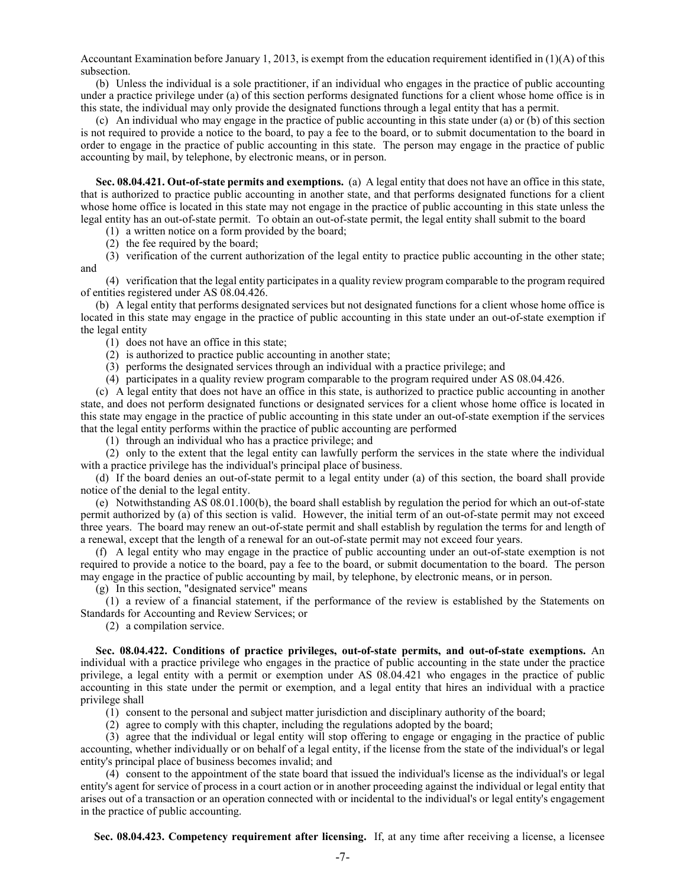Accountant Examination before January 1, 2013, is exempt from the education requirement identified in (1)(A) of this subsection.

(b) Unless the individual is a sole practitioner, if an individual who engages in the practice of public accounting under a practice privilege under (a) of this section performs designated functions for a client whose home office is in this state, the individual may only provide the designated functions through a legal entity that has a permit.

(c) An individual who may engage in the practice of public accounting in this state under (a) or (b) of this section is not required to provide a notice to the board, to pay a fee to the board, or to submit documentation to the board in order to engage in the practice of public accounting in this state. The person may engage in the practice of public accounting by mail, by telephone, by electronic means, or in person.

**Sec. 08.04.421. Out-of-state permits and exemptions.** (a) A legal entity that does not have an office in this state, that is authorized to practice public accounting in another state, and that performs designated functions for a client whose home office is located in this state may not engage in the practice of public accounting in this state unless the legal entity has an out-of-state permit. To obtain an out-of-state permit, the legal entity shall submit to the board

(1) a written notice on a form provided by the board;

(2) the fee required by the board;

(3) verification of the current authorization of the legal entity to practice public accounting in the other state; and

(4) verification that the legal entity participates in a quality review program comparable to the program required of entities registered under AS 08.04.426.

(b) A legal entity that performs designated services but not designated functions for a client whose home office is located in this state may engage in the practice of public accounting in this state under an out-of-state exemption if the legal entity

(1) does not have an office in this state;

(2) is authorized to practice public accounting in another state;

(3) performs the designated services through an individual with a practice privilege; and

(4) participates in a quality review program comparable to the program required under AS 08.04.426.

(c) A legal entity that does not have an office in this state, is authorized to practice public accounting in another state, and does not perform designated functions or designated services for a client whose home office is located in this state may engage in the practice of public accounting in this state under an out-of-state exemption if the services that the legal entity performs within the practice of public accounting are performed

(1) through an individual who has a practice privilege; and

(2) only to the extent that the legal entity can lawfully perform the services in the state where the individual with a practice privilege has the individual's principal place of business.

(d) If the board denies an out-of-state permit to a legal entity under (a) of this section, the board shall provide notice of the denial to the legal entity.

(e) Notwithstanding AS 08.01.100(b), the board shall establish by regulation the period for which an out-of-state permit authorized by (a) of this section is valid. However, the initial term of an out-of-state permit may not exceed three years. The board may renew an out-of-state permit and shall establish by regulation the terms for and length of a renewal, except that the length of a renewal for an out-of-state permit may not exceed four years.

(f) A legal entity who may engage in the practice of public accounting under an out-of-state exemption is not required to provide a notice to the board, pay a fee to the board, or submit documentation to the board. The person may engage in the practice of public accounting by mail, by telephone, by electronic means, or in person.

(g) In this section, "designated service" means

(1) a review of a financial statement, if the performance of the review is established by the Statements on Standards for Accounting and Review Services; or

(2) a compilation service.

**Sec. 08.04.422. Conditions of practice privileges, out-of-state permits, and out-of-state exemptions.** An individual with a practice privilege who engages in the practice of public accounting in the state under the practice privilege, a legal entity with a permit or exemption under AS 08.04.421 who engages in the practice of public accounting in this state under the permit or exemption, and a legal entity that hires an individual with a practice privilege shall

(1) consent to the personal and subject matter jurisdiction and disciplinary authority of the board;

(2) agree to comply with this chapter, including the regulations adopted by the board;

(3) agree that the individual or legal entity will stop offering to engage or engaging in the practice of public accounting, whether individually or on behalf of a legal entity, if the license from the state of the individual's or legal entity's principal place of business becomes invalid; and

(4) consent to the appointment of the state board that issued the individual's license as the individual's or legal entity's agent for service of process in a court action or in another proceeding against the individual or legal entity that arises out of a transaction or an operation connected with or incidental to the individual's or legal entity's engagement in the practice of public accounting.

**Sec. 08.04.423. Competency requirement after licensing.** If, at any time after receiving a license, a licensee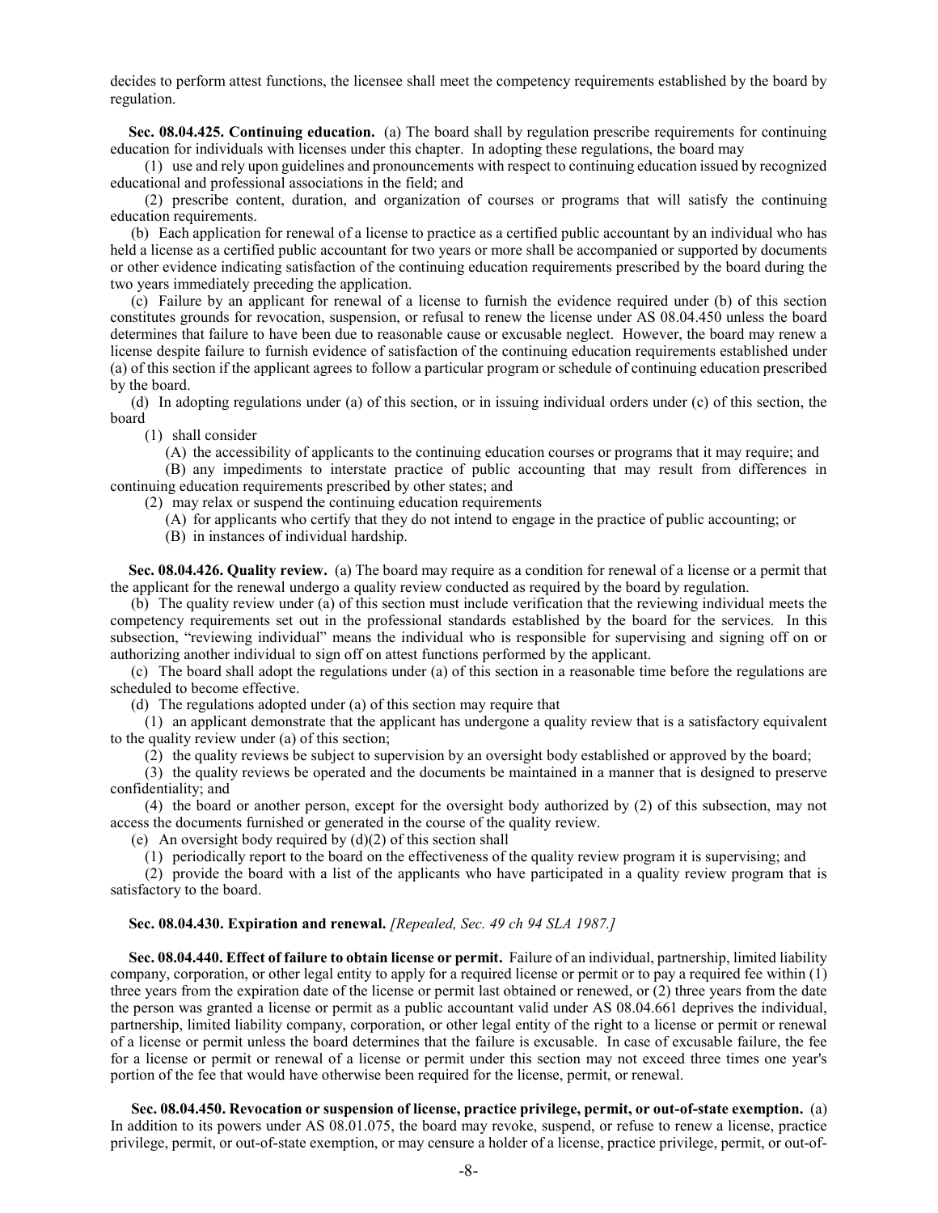decides to perform attest functions, the licensee shall meet the competency requirements established by the board by regulation.

**Sec. 08.04.425. Continuing education.** (a) The board shall by regulation prescribe requirements for continuing education for individuals with licenses under this chapter. In adopting these regulations, the board may

(1) use and rely upon guidelines and pronouncements with respect to continuing education issued by recognized educational and professional associations in the field; and

(2) prescribe content, duration, and organization of courses or programs that will satisfy the continuing education requirements.

(b) Each application for renewal of a license to practice as a certified public accountant by an individual who has held a license as a certified public accountant for two years or more shall be accompanied or supported by documents or other evidence indicating satisfaction of the continuing education requirements prescribed by the board during the two years immediately preceding the application.

(c) Failure by an applicant for renewal of a license to furnish the evidence required under (b) of this section constitutes grounds for revocation, suspension, or refusal to renew the license under AS 08.04.450 unless the board determines that failure to have been due to reasonable cause or excusable neglect. However, the board may renew a license despite failure to furnish evidence of satisfaction of the continuing education requirements established under (a) of this section if the applicant agrees to follow a particular program or schedule of continuing education prescribed by the board.

(d) In adopting regulations under (a) of this section, or in issuing individual orders under (c) of this section, the board

(1) shall consider

(A) the accessibility of applicants to the continuing education courses or programs that it may require; and

(B) any impediments to interstate practice of public accounting that may result from differences in continuing education requirements prescribed by other states; and

(2) may relax or suspend the continuing education requirements

(A) for applicants who certify that they do not intend to engage in the practice of public accounting; or

(B) in instances of individual hardship.

**Sec. 08.04.426. Quality review.** (a) The board may require as a condition for renewal of a license or a permit that the applicant for the renewal undergo a quality review conducted as required by the board by regulation.

(b) The quality review under (a) of this section must include verification that the reviewing individual meets the competency requirements set out in the professional standards established by the board for the services. In this subsection, "reviewing individual" means the individual who is responsible for supervising and signing off on or authorizing another individual to sign off on attest functions performed by the applicant.

(c) The board shall adopt the regulations under (a) of this section in a reasonable time before the regulations are scheduled to become effective.

(d) The regulations adopted under (a) of this section may require that

(1) an applicant demonstrate that the applicant has undergone a quality review that is a satisfactory equivalent to the quality review under (a) of this section;

(2) the quality reviews be subject to supervision by an oversight body established or approved by the board;

(3) the quality reviews be operated and the documents be maintained in a manner that is designed to preserve confidentiality; and

(4) the board or another person, except for the oversight body authorized by (2) of this subsection, may not access the documents furnished or generated in the course of the quality review.

(e) An oversight body required by (d)(2) of this section shall

(1) periodically report to the board on the effectiveness of the quality review program it is supervising; and

(2) provide the board with a list of the applicants who have participated in a quality review program that is satisfactory to the board.

**Sec. 08.04.430. Expiration and renewal.** *[Repealed, Sec. 49 ch 94 SLA 1987.]*

**Sec. 08.04.440. Effect of failure to obtain license or permit.** Failure of an individual, partnership, limited liability company, corporation, or other legal entity to apply for a required license or permit or to pay a required fee within (1) three years from the expiration date of the license or permit last obtained or renewed, or (2) three years from the date the person was granted a license or permit as a public accountant valid under AS 08.04.661 deprives the individual, partnership, limited liability company, corporation, or other legal entity of the right to a license or permit or renewal of a license or permit unless the board determines that the failure is excusable. In case of excusable failure, the fee for a license or permit or renewal of a license or permit under this section may not exceed three times one year's portion of the fee that would have otherwise been required for the license, permit, or renewal.

**Sec. 08.04.450. Revocation or suspension of license, practice privilege, permit, or out-of-state exemption.** (a) In addition to its powers under AS 08.01.075, the board may revoke, suspend, or refuse to renew a license, practice privilege, permit, or out-of-state exemption, or may censure a holder of a license, practice privilege, permit, or out-of-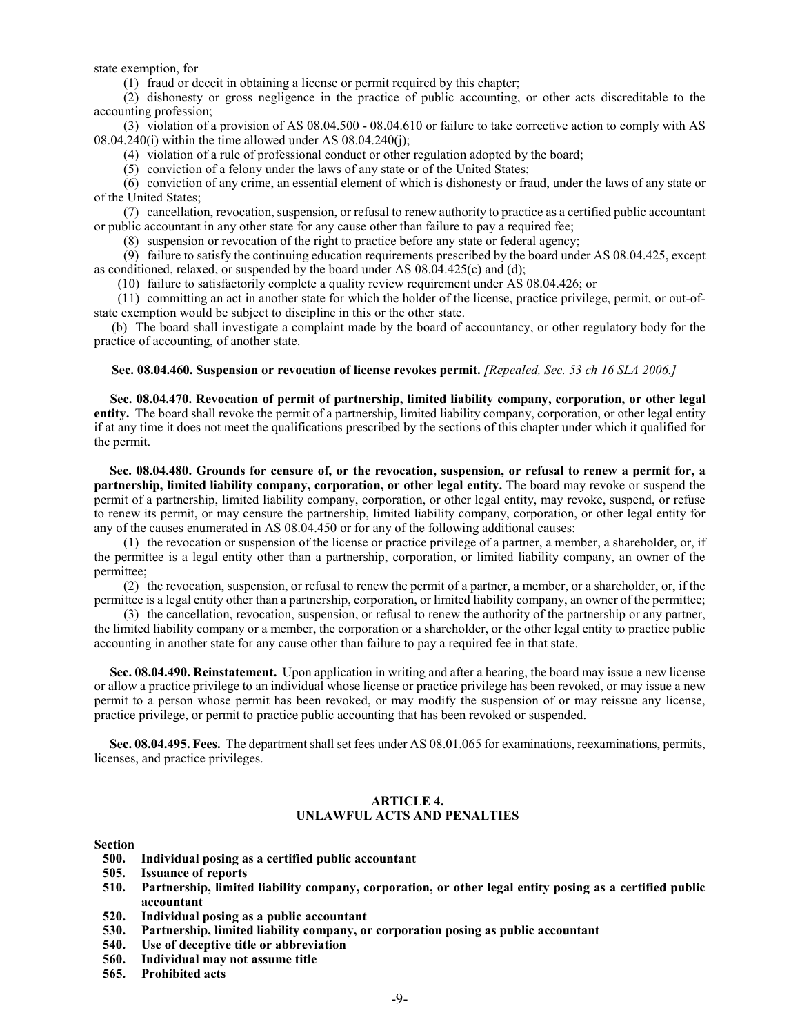state exemption, for

(1) fraud or deceit in obtaining a license or permit required by this chapter;

(2) dishonesty or gross negligence in the practice of public accounting, or other acts discreditable to the accounting profession;

(3) violation of a provision of AS 08.04.500 - 08.04.610 or failure to take corrective action to comply with AS 08.04.240(i) within the time allowed under AS 08.04.240(j);

(4) violation of a rule of professional conduct or other regulation adopted by the board;

(5) conviction of a felony under the laws of any state or of the United States;

(6) conviction of any crime, an essential element of which is dishonesty or fraud, under the laws of any state or of the United States;

(7) cancellation, revocation, suspension, or refusal to renew authority to practice as a certified public accountant or public accountant in any other state for any cause other than failure to pay a required fee;

(8) suspension or revocation of the right to practice before any state or federal agency;

(9) failure to satisfy the continuing education requirements prescribed by the board under AS 08.04.425, except as conditioned, relaxed, or suspended by the board under AS 08.04.425(c) and (d);

(10) failure to satisfactorily complete a quality review requirement under AS 08.04.426; or

(11) committing an act in another state for which the holder of the license, practice privilege, permit, or out-of-state exemption would be subject to discipline in this or the other state.

(b) The board shall investigate a complaint made by the board of accountancy, or other regulatory body for the practice of accounting, of another state.

**Sec. 08.04.460. Suspension or revocation of license revokes permit.** *[Repealed, Sec. 53 ch 16 SLA 2006.]*

**Sec. 08.04.470. Revocation of permit of partnership, limited liability company, corporation, or other legal entity.** The board shall revoke the permit of a partnership, limited liability company, corporation, or other legal entity if at any time it does not meet the qualifications prescribed by the sections of this chapter under which it qualified for the permit.

**Sec. 08.04.480. Grounds for censure of, or the revocation, suspension, or refusal to renew a permit for, a partnership, limited liability company, corporation, or other legal entity.** The board may revoke or suspend the permit of a partnership, limited liability company, corporation, or other legal entity, may revoke, suspend, or refuse to renew its permit, or may censure the partnership, limited liability company, corporation, or other legal entity for any of the causes enumerated in AS 08.04.450 or for any of the following additional causes:

(1) the revocation or suspension of the license or practice privilege of a partner, a member, a shareholder, or, if the permittee is a legal entity other than a partnership, corporation, or limited liability company, an owner of the permittee;

(2) the revocation, suspension, or refusal to renew the permit of a partner, a member, or a shareholder, or, if the permittee is a legal entity other than a partnership, corporation, or limited liability company, an owner of the permittee;

(3) the cancellation, revocation, suspension, or refusal to renew the authority of the partnership or any partner, the limited liability company or a member, the corporation or a shareholder, or the other legal entity to practice public accounting in another state for any cause other than failure to pay a required fee in that state.

**Sec. 08.04.490. Reinstatement.** Upon application in writing and after a hearing, the board may issue a new license or allow a practice privilege to an individual whose license or practice privilege has been revoked, or may issue a new permit to a person whose permit has been revoked, or may modify the suspension of or may reissue any license, practice privilege, or permit to practice public accounting that has been revoked or suspended.

**Sec. 08.04.495. Fees.** The department shall set fees under AS 08.01.065 for examinations, reexaminations, permits, licenses, and practice privileges.

## ARTICLE 4.
## UNLAWFUL ACTS AND PENALTIES

**Section**

**500. Individual posing as a certified public accountant**
**505. Issuance of reports**
**510. Partnership, limited liability company, corporation, or other legal entity posing as a certified public accountant**
**520. Individual posing as a public accountant**
**530. Partnership, limited liability company, or corporation posing as public accountant**
**540. Use of deceptive title or abbreviation**
**560. Individual may not assume title**
**565. Prohibited acts**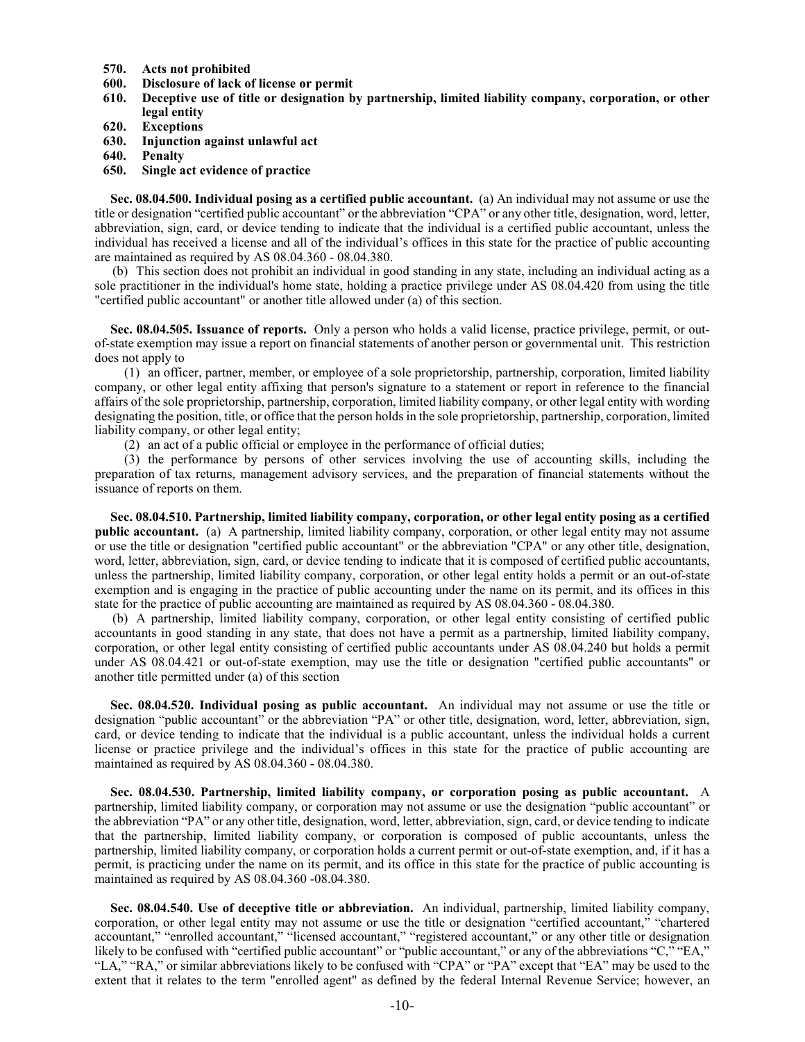**570. Acts not prohibited**
**600. Disclosure of lack of license or permit**
**610. Deceptive use of title or designation by partnership, limited liability company, corporation, or other legal entity**
**620. Exceptions**
**630. Injunction against unlawful act**
**640. Penalty**
**650. Single act evidence of practice**

**Sec. 08.04.500. Individual posing as a certified public accountant.** (a) An individual may not assume or use the title or designation "certified public accountant" or the abbreviation "CPA" or any other title, designation, word, letter, abbreviation, sign, card, or device tending to indicate that the individual is a certified public accountant, unless the individual has received a license and all of the individual's offices in this state for the practice of public accounting are maintained as required by AS 08.04.360 - 08.04.380.

(b) This section does not prohibit an individual in good standing in any state, including an individual acting as a sole practitioner in the individual's home state, holding a practice privilege under AS 08.04.420 from using the title "certified public accountant" or another title allowed under (a) of this section.

**Sec. 08.04.505. Issuance of reports.** Only a person who holds a valid license, practice privilege, permit, or out-of-state exemption may issue a report on financial statements of another person or governmental unit. This restriction does not apply to

(1) an officer, partner, member, or employee of a sole proprietorship, partnership, corporation, limited liability company, or other legal entity affixing that person's signature to a statement or report in reference to the financial affairs of the sole proprietorship, partnership, corporation, limited liability company, or other legal entity with wording designating the position, title, or office that the person holds in the sole proprietorship, partnership, corporation, limited liability company, or other legal entity;

(2) an act of a public official or employee in the performance of official duties;

(3) the performance by persons of other services involving the use of accounting skills, including the preparation of tax returns, management advisory services, and the preparation of financial statements without the issuance of reports on them.

**Sec. 08.04.510. Partnership, limited liability company, corporation, or other legal entity posing as a certified public accountant.** (a) A partnership, limited liability company, corporation, or other legal entity may not assume or use the title or designation "certified public accountant" or the abbreviation "CPA" or any other title, designation, word, letter, abbreviation, sign, card, or device tending to indicate that it is composed of certified public accountants, unless the partnership, limited liability company, corporation, or other legal entity holds a permit or an out-of-state exemption and is engaging in the practice of public accounting under the name on its permit, and its offices in this state for the practice of public accounting are maintained as required by AS 08.04.360 - 08.04.380.

(b) A partnership, limited liability company, corporation, or other legal entity consisting of certified public accountants in good standing in any state, that does not have a permit as a partnership, limited liability company, corporation, or other legal entity consisting of certified public accountants under AS 08.04.240 but holds a permit under AS 08.04.421 or out-of-state exemption, may use the title or designation "certified public accountants" or another title permitted under (a) of this section

**Sec. 08.04.520. Individual posing as public accountant.** An individual may not assume or use the title or designation "public accountant" or the abbreviation "PA" or other title, designation, word, letter, abbreviation, sign, card, or device tending to indicate that the individual is a public accountant, unless the individual holds a current license or practice privilege and the individual's offices in this state for the practice of public accounting are maintained as required by AS 08.04.360 - 08.04.380.

**Sec. 08.04.530. Partnership, limited liability company, or corporation posing as public accountant.** A partnership, limited liability company, or corporation may not assume or use the designation "public accountant" or the abbreviation "PA" or any other title, designation, word, letter, abbreviation, sign, card, or device tending to indicate that the partnership, limited liability company, or corporation is composed of public accountants, unless the partnership, limited liability company, or corporation holds a current permit or out-of-state exemption, and, if it has a permit, is practicing under the name on its permit, and its office in this state for the practice of public accounting is maintained as required by AS 08.04.360 -08.04.380.

**Sec. 08.04.540. Use of deceptive title or abbreviation.** An individual, partnership, limited liability company, corporation, or other legal entity may not assume or use the title or designation "certified accountant," "chartered accountant," "enrolled accountant," "licensed accountant," "registered accountant," or any other title or designation likely to be confused with "certified public accountant" or "public accountant," or any of the abbreviations "C," "EA," "LA," "RA," or similar abbreviations likely to be confused with "CPA" or "PA" except that "EA" may be used to the extent that it relates to the term "enrolled agent" as defined by the federal Internal Revenue Service; however, an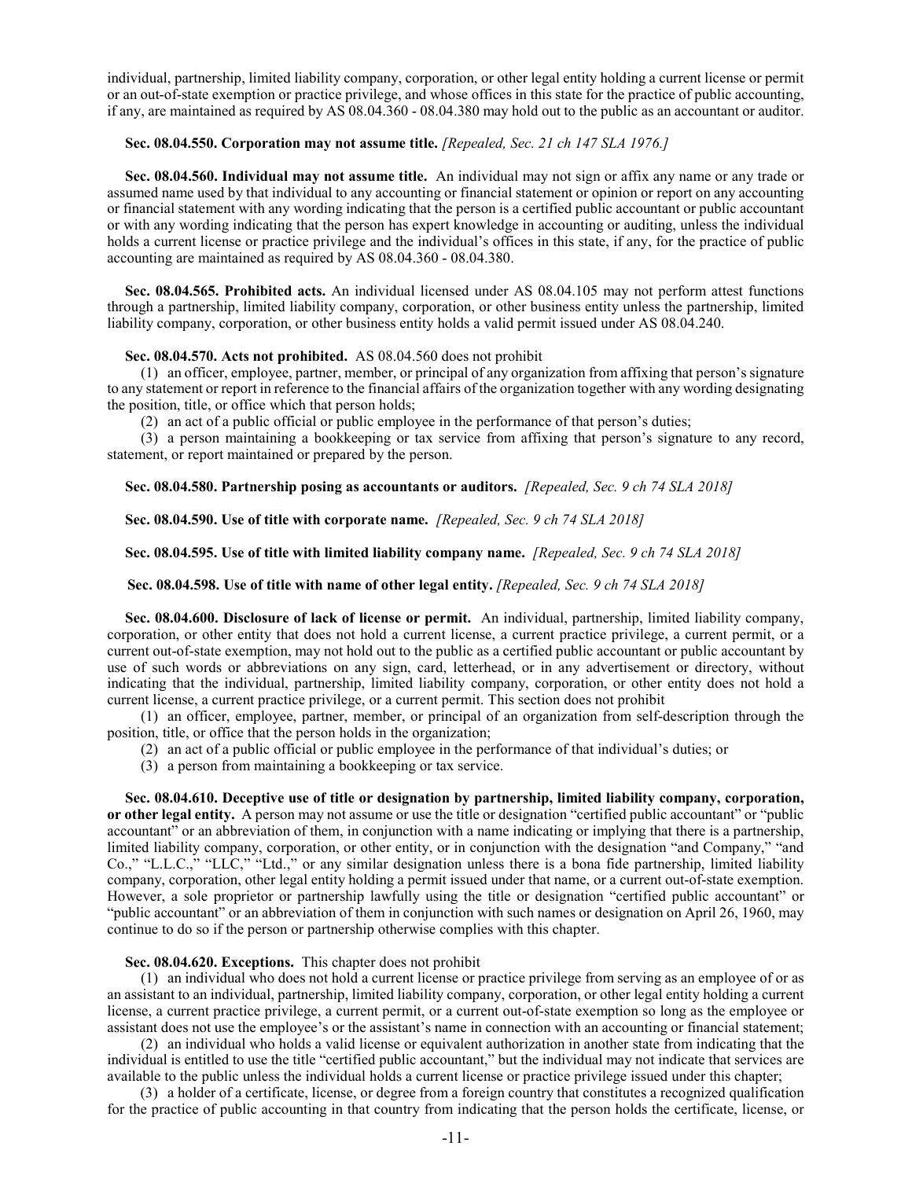individual, partnership, limited liability company, corporation, or other legal entity holding a current license or permit or an out-of-state exemption or practice privilege, and whose offices in this state for the practice of public accounting, if any, are maintained as required by AS 08.04.360 - 08.04.380 may hold out to the public as an accountant or auditor.

**Sec. 08.04.550. Corporation may not assume title.** *[Repealed, Sec. 21 ch 147 SLA 1976.]*

**Sec. 08.04.560. Individual may not assume title.** An individual may not sign or affix any name or any trade or assumed name used by that individual to any accounting or financial statement or opinion or report on any accounting or financial statement with any wording indicating that the person is a certified public accountant or public accountant or with any wording indicating that the person has expert knowledge in accounting or auditing, unless the individual holds a current license or practice privilege and the individual's offices in this state, if any, for the practice of public accounting are maintained as required by AS 08.04.360 - 08.04.380.

**Sec. 08.04.565. Prohibited acts.** An individual licensed under AS 08.04.105 may not perform attest functions through a partnership, limited liability company, corporation, or other business entity unless the partnership, limited liability company, corporation, or other business entity holds a valid permit issued under AS 08.04.240.

**Sec. 08.04.570. Acts not prohibited.** AS 08.04.560 does not prohibit

(1) an officer, employee, partner, member, or principal of any organization from affixing that person's signature to any statement or report in reference to the financial affairs of the organization together with any wording designating the position, title, or office which that person holds;

(2) an act of a public official or public employee in the performance of that person's duties;

(3) a person maintaining a bookkeeping or tax service from affixing that person's signature to any record, statement, or report maintained or prepared by the person.

**Sec. 08.04.580. Partnership posing as accountants or auditors.** *[Repealed, Sec. 9 ch 74 SLA 2018]*

**Sec. 08.04.590. Use of title with corporate name.** *[Repealed, Sec. 9 ch 74 SLA 2018]*

**Sec. 08.04.595. Use of title with limited liability company name.** *[Repealed, Sec. 9 ch 74 SLA 2018]*

**Sec. 08.04.598. Use of title with name of other legal entity.** *[Repealed, Sec. 9 ch 74 SLA 2018]*

**Sec. 08.04.600. Disclosure of lack of license or permit.** An individual, partnership, limited liability company, corporation, or other entity that does not hold a current license, a current practice privilege, a current permit, or a current out-of-state exemption, may not hold out to the public as a certified public accountant or public accountant by use of such words or abbreviations on any sign, card, letterhead, or in any advertisement or directory, without indicating that the individual, partnership, limited liability company, corporation, or other entity does not hold a current license, a current practice privilege, or a current permit. This section does not prohibit

(1) an officer, employee, partner, member, or principal of an organization from self-description through the position, title, or office that the person holds in the organization;

(2) an act of a public official or public employee in the performance of that individual's duties; or

(3) a person from maintaining a bookkeeping or tax service.

**Sec. 08.04.610. Deceptive use of title or designation by partnership, limited liability company, corporation, or other legal entity.** A person may not assume or use the title or designation "certified public accountant" or "public accountant" or an abbreviation of them, in conjunction with a name indicating or implying that there is a partnership, limited liability company, corporation, or other entity, or in conjunction with the designation "and Company," "and Co.," "L.L.C.," "LLC," "Ltd.," or any similar designation unless there is a bona fide partnership, limited liability company, corporation, other legal entity holding a permit issued under that name, or a current out-of-state exemption. However, a sole proprietor or partnership lawfully using the title or designation "certified public accountant" or "public accountant" or an abbreviation of them in conjunction with such names or designation on April 26, 1960, may continue to do so if the person or partnership otherwise complies with this chapter.

**Sec. 08.04.620. Exceptions.** This chapter does not prohibit

(1) an individual who does not hold a current license or practice privilege from serving as an employee of or as an assistant to an individual, partnership, limited liability company, corporation, or other legal entity holding a current license, a current practice privilege, a current permit, or a current out-of-state exemption so long as the employee or assistant does not use the employee's or the assistant's name in connection with an accounting or financial statement;

(2) an individual who holds a valid license or equivalent authorization in another state from indicating that the individual is entitled to use the title "certified public accountant," but the individual may not indicate that services are available to the public unless the individual holds a current license or practice privilege issued under this chapter;

(3) a holder of a certificate, license, or degree from a foreign country that constitutes a recognized qualification for the practice of public accounting in that country from indicating that the person holds the certificate, license, or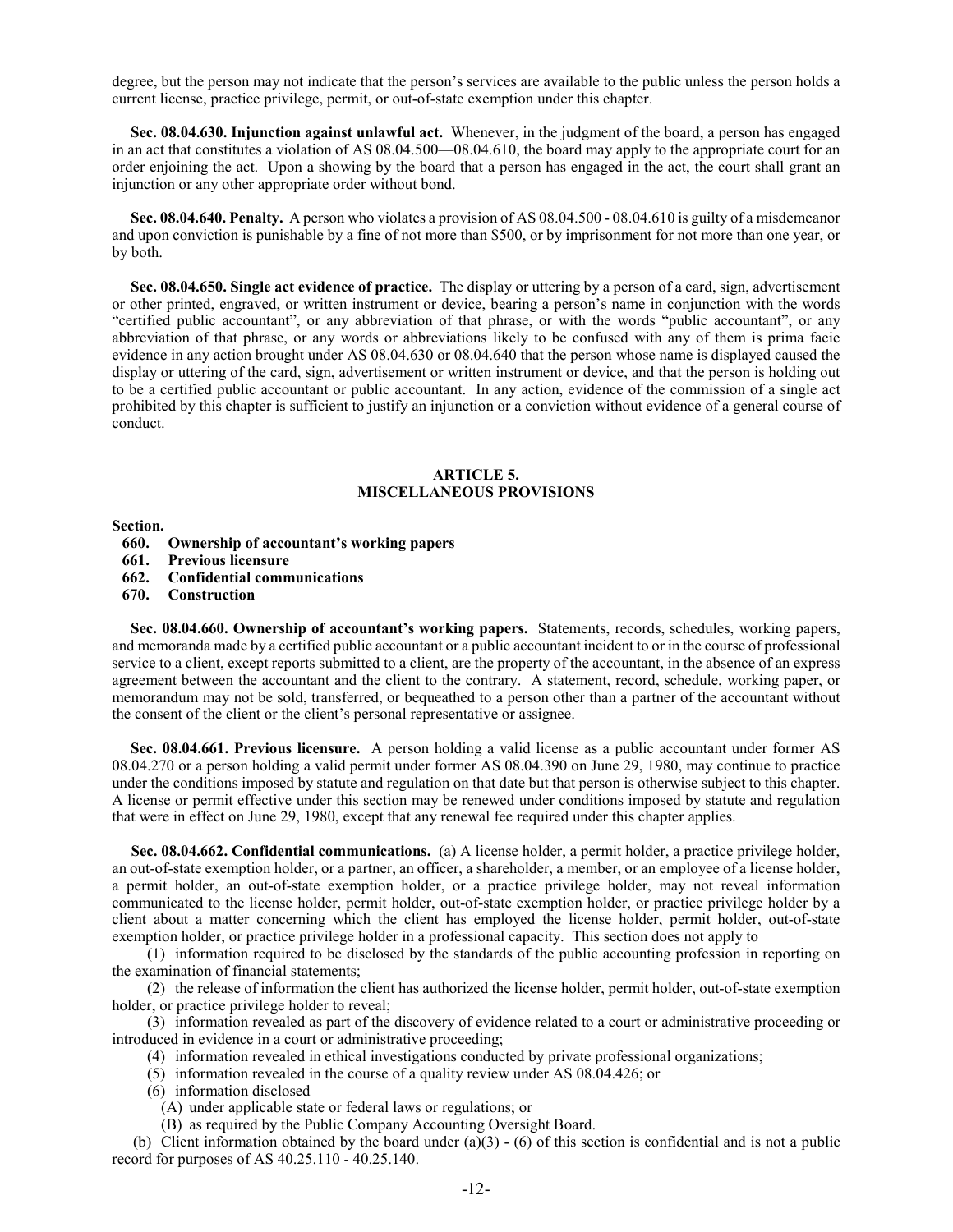degree, but the person may not indicate that the person's services are available to the public unless the person holds a current license, practice privilege, permit, or out-of-state exemption under this chapter.

**Sec. 08.04.630. Injunction against unlawful act.** Whenever, in the judgment of the board, a person has engaged in an act that constitutes a violation of AS 08.04.500—08.04.610, the board may apply to the appropriate court for an order enjoining the act. Upon a showing by the board that a person has engaged in the act, the court shall grant an injunction or any other appropriate order without bond.

**Sec. 08.04.640. Penalty.** A person who violates a provision of AS 08.04.500 - 08.04.610 is guilty of a misdemeanor and upon conviction is punishable by a fine of not more than $500, or by imprisonment for not more than one year, or by both.

**Sec. 08.04.650. Single act evidence of practice.** The display or uttering by a person of a card, sign, advertisement or other printed, engraved, or written instrument or device, bearing a person's name in conjunction with the words "certified public accountant", or any abbreviation of that phrase, or with the words "public accountant", or any abbreviation of that phrase, or any words or abbreviations likely to be confused with any of them is prima facie evidence in any action brought under AS 08.04.630 or 08.04.640 that the person whose name is displayed caused the display or uttering of the card, sign, advertisement or written instrument or device, and that the person is holding out to be a certified public accountant or public accountant. In any action, evidence of the commission of a single act prohibited by this chapter is sufficient to justify an injunction or a conviction without evidence of a general course of conduct.

## ARTICLE 5.
## MISCELLANEOUS PROVISIONS

**Section.**

**660. Ownership of accountant's working papers**
**661. Previous licensure**
**662. Confidential communications**
**670. Construction**

**Sec. 08.04.660. Ownership of accountant's working papers.** Statements, records, schedules, working papers, and memoranda made by a certified public accountant or a public accountant incident to or in the course of professional service to a client, except reports submitted to a client, are the property of the accountant, in the absence of an express agreement between the accountant and the client to the contrary. A statement, record, schedule, working paper, or memorandum may not be sold, transferred, or bequeathed to a person other than a partner of the accountant without the consent of the client or the client's personal representative or assignee.

**Sec. 08.04.661. Previous licensure.** A person holding a valid license as a public accountant under former AS 08.04.270 or a person holding a valid permit under former AS 08.04.390 on June 29, 1980, may continue to practice under the conditions imposed by statute and regulation on that date but that person is otherwise subject to this chapter. A license or permit effective under this section may be renewed under conditions imposed by statute and regulation that were in effect on June 29, 1980, except that any renewal fee required under this chapter applies.

**Sec. 08.04.662. Confidential communications.** (a) A license holder, a permit holder, a practice privilege holder, an out-of-state exemption holder, or a partner, an officer, a shareholder, a member, or an employee of a license holder, a permit holder, an out-of-state exemption holder, or a practice privilege holder, may not reveal information communicated to the license holder, permit holder, out-of-state exemption holder, or practice privilege holder by a client about a matter concerning which the client has employed the license holder, permit holder, out-of-state exemption holder, or practice privilege holder in a professional capacity. This section does not apply to

(1) information required to be disclosed by the standards of the public accounting profession in reporting on the examination of financial statements;

(2) the release of information the client has authorized the license holder, permit holder, out-of-state exemption holder, or practice privilege holder to reveal;

(3) information revealed as part of the discovery of evidence related to a court or administrative proceeding or introduced in evidence in a court or administrative proceeding;

(4) information revealed in ethical investigations conducted by private professional organizations;

(5) information revealed in the course of a quality review under AS 08.04.426; or

(6) information disclosed

(A) under applicable state or federal laws or regulations; or

(B) as required by the Public Company Accounting Oversight Board.

(b) Client information obtained by the board under (a)(3) - (6) of this section is confidential and is not a public record for purposes of AS 40.25.110 - 40.25.140.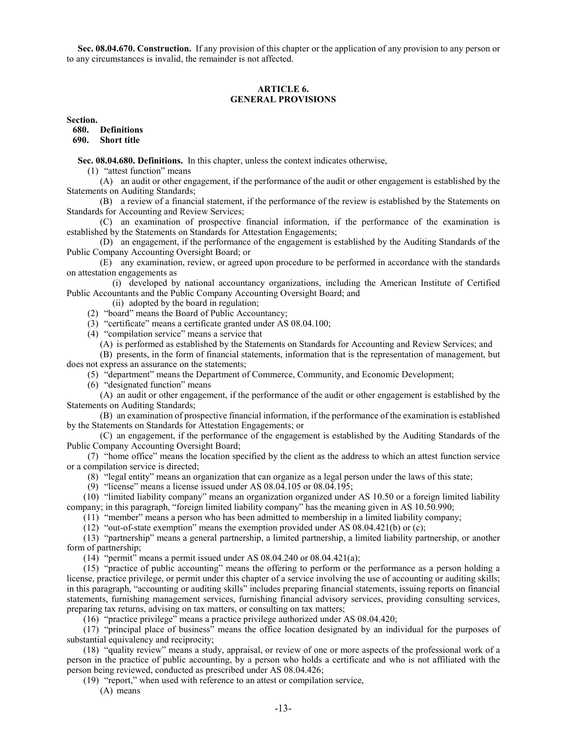**Sec. 08.04.670. Construction.** If any provision of this chapter or the application of any provision to any person or to any circumstances is invalid, the remainder is not affected.

## ARTICLE 6.
## GENERAL PROVISIONS

**Section.**
**680. Definitions**
**690. Short title**

**Sec. 08.04.680. Definitions.** In this chapter, unless the context indicates otherwise,

(1) "attest function" means

(A) an audit or other engagement, if the performance of the audit or other engagement is established by the Statements on Auditing Standards;

(B) a review of a financial statement, if the performance of the review is established by the Statements on Standards for Accounting and Review Services;

(C) an examination of prospective financial information, if the performance of the examination is established by the Statements on Standards for Attestation Engagements;

(D) an engagement, if the performance of the engagement is established by the Auditing Standards of the Public Company Accounting Oversight Board; or

(E) any examination, review, or agreed upon procedure to be performed in accordance with the standards on attestation engagements as

(i) developed by national accountancy organizations, including the American Institute of Certified Public Accountants and the Public Company Accounting Oversight Board; and

(ii) adopted by the board in regulation;

(2) "board" means the Board of Public Accountancy;

(3) "certificate" means a certificate granted under AS 08.04.100;

(4) "compilation service" means a service that

(A) is performed as established by the Statements on Standards for Accounting and Review Services; and

(B) presents, in the form of financial statements, information that is the representation of management, but does not express an assurance on the statements;

(5) "department" means the Department of Commerce, Community, and Economic Development;

(6) "designated function" means

(A) an audit or other engagement, if the performance of the audit or other engagement is established by the Statements on Auditing Standards;

(B) an examination of prospective financial information, if the performance of the examination is established by the Statements on Standards for Attestation Engagements; or

(C) an engagement, if the performance of the engagement is established by the Auditing Standards of the Public Company Accounting Oversight Board;

(7) "home office" means the location specified by the client as the address to which an attest function service or a compilation service is directed;

(8) "legal entity" means an organization that can organize as a legal person under the laws of this state;

(9) "license" means a license issued under AS 08.04.105 or 08.04.195;

(10) "limited liability company" means an organization organized under AS 10.50 or a foreign limited liability company; in this paragraph, "foreign limited liability company" has the meaning given in AS 10.50.990;

(11) "member" means a person who has been admitted to membership in a limited liability company;

(12) "out-of-state exemption" means the exemption provided under AS 08.04.421(b) or (c);

(13) "partnership" means a general partnership, a limited partnership, a limited liability partnership, or another form of partnership;

(14) "permit" means a permit issued under AS 08.04.240 or 08.04.421(a);

(15) "practice of public accounting" means the offering to perform or the performance as a person holding a license, practice privilege, or permit under this chapter of a service involving the use of accounting or auditing skills; in this paragraph, "accounting or auditing skills" includes preparing financial statements, issuing reports on financial statements, furnishing management services, furnishing financial advisory services, providing consulting services, preparing tax returns, advising on tax matters, or consulting on tax matters;

(16) "practice privilege" means a practice privilege authorized under AS 08.04.420;

(17) "principal place of business" means the office location designated by an individual for the purposes of substantial equivalency and reciprocity;

(18) "quality review" means a study, appraisal, or review of one or more aspects of the professional work of a person in the practice of public accounting, by a person who holds a certificate and who is not affiliated with the person being reviewed, conducted as prescribed under AS 08.04.426;

(19) "report," when used with reference to an attest or compilation service,

(A) means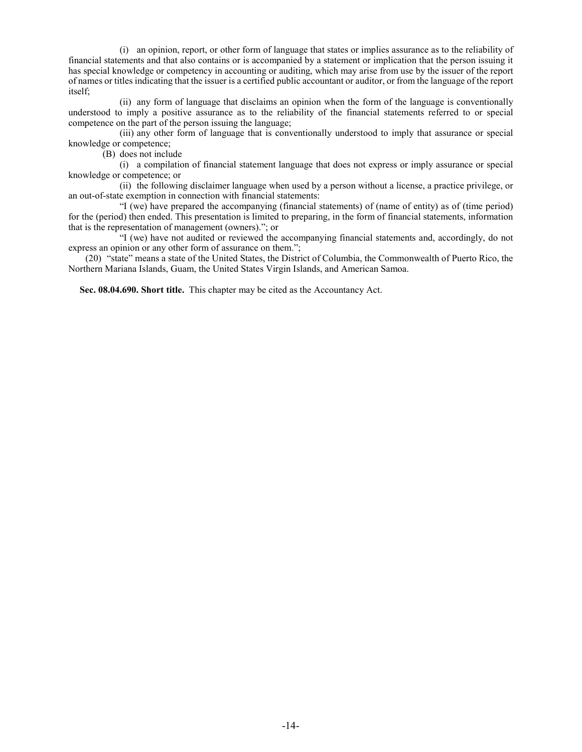(i) an opinion, report, or other form of language that states or implies assurance as to the reliability of financial statements and that also contains or is accompanied by a statement or implication that the person issuing it has special knowledge or competency in accounting or auditing, which may arise from use by the issuer of the report of names or titles indicating that the issuer is a certified public accountant or auditor, or from the language of the report itself;

(ii) any form of language that disclaims an opinion when the form of the language is conventionally understood to imply a positive assurance as to the reliability of the financial statements referred to or special competence on the part of the person issuing the language;

(iii) any other form of language that is conventionally understood to imply that assurance or special knowledge or competence;

(B) does not include

(i) a compilation of financial statement language that does not express or imply assurance or special knowledge or competence; or

(ii) the following disclaimer language when used by a person without a license, a practice privilege, or an out-of-state exemption in connection with financial statements:

"I (we) have prepared the accompanying (financial statements) of (name of entity) as of (time period) for the (period) then ended. This presentation is limited to preparing, in the form of financial statements, information that is the representation of management (owners)."; or

"I (we) have not audited or reviewed the accompanying financial statements and, accordingly, do not express an opinion or any other form of assurance on them.";

(20) "state" means a state of the United States, the District of Columbia, the Commonwealth of Puerto Rico, the Northern Mariana Islands, Guam, the United States Virgin Islands, and American Samoa.

**Sec. 08.04.690. Short title.** This chapter may be cited as the Accountancy Act.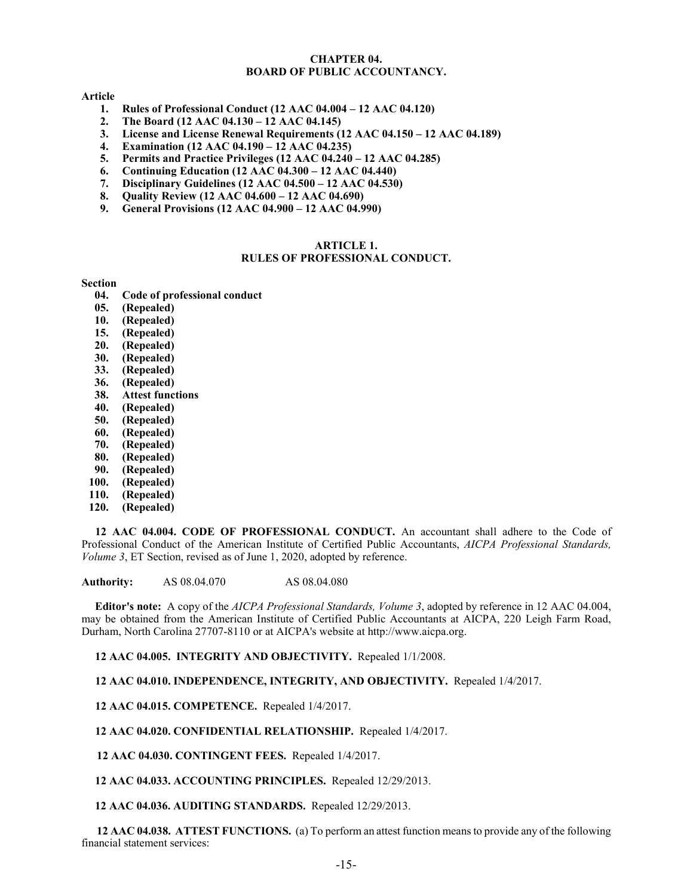# CHAPTER 04.
# BOARD OF PUBLIC ACCOUNTANCY.

**Article**

1. **Rules of Professional Conduct (12 AAC 04.004 – 12 AAC 04.120)**
2. **The Board (12 AAC 04.130 – 12 AAC 04.145)**
3. **License and License Renewal Requirements (12 AAC 04.150 – 12 AAC 04.189)**
4. **Examination (12 AAC 04.190 – 12 AAC 04.235)**
5. **Permits and Practice Privileges (12 AAC 04.240 – 12 AAC 04.285)**
6. **Continuing Education (12 AAC 04.300 – 12 AAC 04.440)**
7. **Disciplinary Guidelines (12 AAC 04.500 – 12 AAC 04.530)**
8. **Quality Review (12 AAC 04.600 – 12 AAC 04.690)**
9. **General Provisions (12 AAC 04.900 – 12 AAC 04.990)**

## ARTICLE 1.
## RULES OF PROFESSIONAL CONDUCT.

**Section**

- **04. Code of professional conduct**
- **05. (Repealed)**
- **10. (Repealed)**
- **15. (Repealed)**
- **20. (Repealed)**
- **30. (Repealed)**
- **33. (Repealed)**
- **36. (Repealed)**
- **38. Attest functions**
- **40. (Repealed)**
- **50. (Repealed)**
- **60. (Repealed)**
- **70. (Repealed)**
- **80. (Repealed)**
- **90. (Repealed)**
- **100. (Repealed)**
- **110. (Repealed)**
- **120. (Repealed)**

**12 AAC 04.004. CODE OF PROFESSIONAL CONDUCT.** An accountant shall adhere to the Code of Professional Conduct of the American Institute of Certified Public Accountants, *AICPA Professional Standards, Volume 3*, ET Section, revised as of June 1, 2020, adopted by reference.

**Authority:** AS 08.04.070 AS 08.04.080

**Editor's note:** A copy of the *AICPA Professional Standards, Volume 3*, adopted by reference in 12 AAC 04.004, may be obtained from the American Institute of Certified Public Accountants at AICPA, 220 Leigh Farm Road, Durham, North Carolina 27707-8110 or at AICPA's website at http://www.aicpa.org.

**12 AAC 04.005. INTEGRITY AND OBJECTIVITY.** Repealed 1/1/2008.

**12 AAC 04.010. INDEPENDENCE, INTEGRITY, AND OBJECTIVITY.** Repealed 1/4/2017.

**12 AAC 04.015. COMPETENCE.** Repealed 1/4/2017.

**12 AAC 04.020. CONFIDENTIAL RELATIONSHIP.** Repealed 1/4/2017.

**12 AAC 04.030. CONTINGENT FEES.** Repealed 1/4/2017.

**12 AAC 04.033. ACCOUNTING PRINCIPLES.** Repealed 12/29/2013.

**12 AAC 04.036. AUDITING STANDARDS.** Repealed 12/29/2013.

**12 AAC 04.038. ATTEST FUNCTIONS.** (a) To perform an attest function means to provide any of the following financial statement services: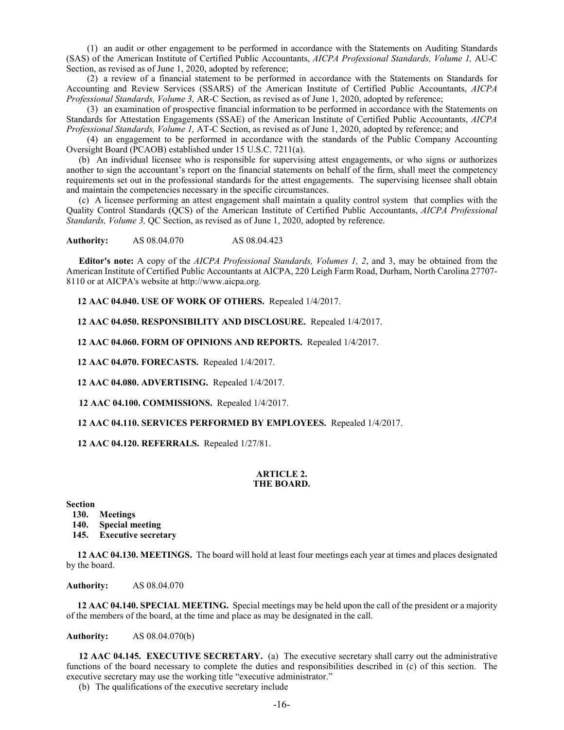(1) an audit or other engagement to be performed in accordance with the Statements on Auditing Standards (SAS) of the American Institute of Certified Public Accountants, *AICPA Professional Standards, Volume 1,* AU-C Section, as revised as of June 1, 2020, adopted by reference;

(2) a review of a financial statement to be performed in accordance with the Statements on Standards for Accounting and Review Services (SSARS) of the American Institute of Certified Public Accountants, *AICPA Professional Standards, Volume 3,* AR-C Section, as revised as of June 1, 2020, adopted by reference;

(3) an examination of prospective financial information to be performed in accordance with the Statements on Standards for Attestation Engagements (SSAE) of the American Institute of Certified Public Accountants, *AICPA Professional Standards, Volume 1,* AT-C Section, as revised as of June 1, 2020, adopted by reference; and

(4) an engagement to be performed in accordance with the standards of the Public Company Accounting Oversight Board (PCAOB) established under 15 U.S.C. 7211(a).

(b) An individual licensee who is responsible for supervising attest engagements, or who signs or authorizes another to sign the accountant's report on the financial statements on behalf of the firm, shall meet the competency requirements set out in the professional standards for the attest engagements. The supervising licensee shall obtain and maintain the competencies necessary in the specific circumstances.

(c) A licensee performing an attest engagement shall maintain a quality control system that complies with the Quality Control Standards (QCS) of the American Institute of Certified Public Accountants, *AICPA Professional Standards, Volume 3,* QC Section, as revised as of June 1, 2020, adopted by reference.

**Authority:** AS 08.04.070 AS 08.04.423

**Editor's note:** A copy of the *AICPA Professional Standards, Volumes 1, 2*, and 3, may be obtained from the American Institute of Certified Public Accountants at AICPA, 220 Leigh Farm Road, Durham, North Carolina 27707-8110 or at AICPA's website at http://www.aicpa.org.

**12 AAC 04.040. USE OF WORK OF OTHERS.** Repealed 1/4/2017.

**12 AAC 04.050. RESPONSIBILITY AND DISCLOSURE.** Repealed 1/4/2017.

**12 AAC 04.060. FORM OF OPINIONS AND REPORTS.** Repealed 1/4/2017.

**12 AAC 04.070. FORECASTS.** Repealed 1/4/2017.

**12 AAC 04.080. ADVERTISING.** Repealed 1/4/2017.

**12 AAC 04.100. COMMISSIONS.** Repealed 1/4/2017.

**12 AAC 04.110. SERVICES PERFORMED BY EMPLOYEES.** Repealed 1/4/2017.

**12 AAC 04.120. REFERRALS.** Repealed 1/27/81.

## ARTICLE 2.
## THE BOARD.

**Section**
**130. Meetings**
**140. Special meeting**
**145. Executive secretary**

**12 AAC 04.130. MEETINGS.** The board will hold at least four meetings each year at times and places designated by the board.

**Authority:** AS 08.04.070

**12 AAC 04.140. SPECIAL MEETING.** Special meetings may be held upon the call of the president or a majority of the members of the board, at the time and place as may be designated in the call.

**Authority:** AS 08.04.070(b)

**12 AAC 04.145. EXECUTIVE SECRETARY.** (a) The executive secretary shall carry out the administrative functions of the board necessary to complete the duties and responsibilities described in (c) of this section. The executive secretary may use the working title "executive administrator."

(b) The qualifications of the executive secretary include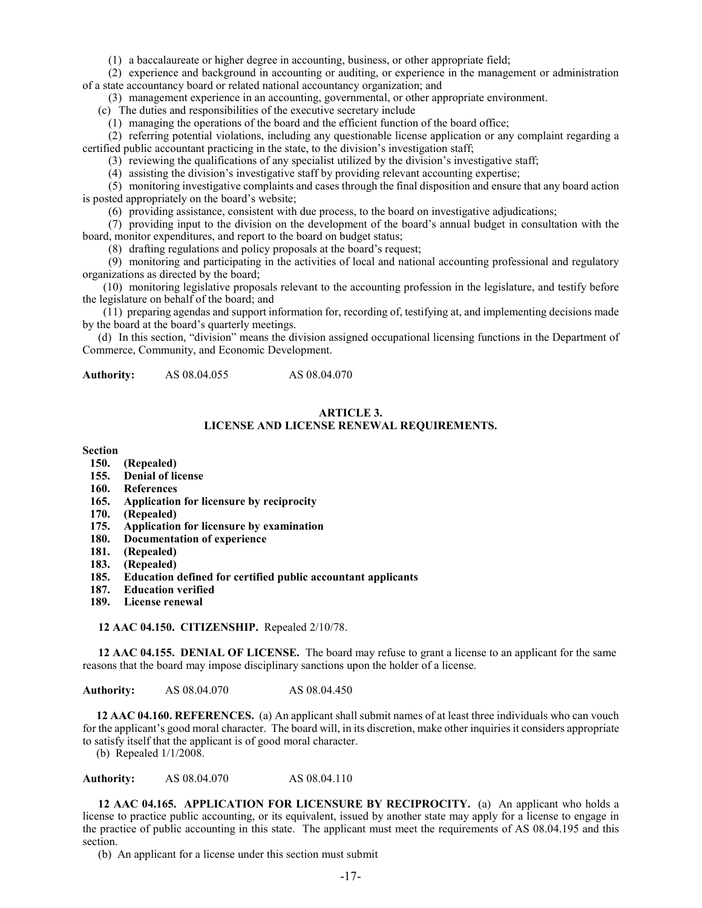(1) a baccalaureate or higher degree in accounting, business, or other appropriate field;

(2) experience and background in accounting or auditing, or experience in the management or administration of a state accountancy board or related national accountancy organization; and

(3) management experience in an accounting, governmental, or other appropriate environment.

(c) The duties and responsibilities of the executive secretary include

(1) managing the operations of the board and the efficient function of the board office;

(2) referring potential violations, including any questionable license application or any complaint regarding a certified public accountant practicing in the state, to the division's investigation staff;

(3) reviewing the qualifications of any specialist utilized by the division's investigative staff;

(4) assisting the division's investigative staff by providing relevant accounting expertise;

(5) monitoring investigative complaints and cases through the final disposition and ensure that any board action is posted appropriately on the board's website;

(6) providing assistance, consistent with due process, to the board on investigative adjudications;

(7) providing input to the division on the development of the board's annual budget in consultation with the board, monitor expenditures, and report to the board on budget status;

(8) drafting regulations and policy proposals at the board's request;

(9) monitoring and participating in the activities of local and national accounting professional and regulatory organizations as directed by the board;

(10) monitoring legislative proposals relevant to the accounting profession in the legislature, and testify before the legislature on behalf of the board; and

(11) preparing agendas and support information for, recording of, testifying at, and implementing decisions made by the board at the board's quarterly meetings.

(d) In this section, "division" means the division assigned occupational licensing functions in the Department of Commerce, Community, and Economic Development.

**Authority:** AS 08.04.055 AS 08.04.070

## ARTICLE 3.
## LICENSE AND LICENSE RENEWAL REQUIREMENTS.

**Section**

- **150. (Repealed)**
- **155. Denial of license**
- **160. References**
- **165. Application for licensure by reciprocity**
- **170. (Repealed)**
- **175. Application for licensure by examination**
- **180. Documentation of experience**
- **181. (Repealed)**
- **183. (Repealed)**
- **185. Education defined for certified public accountant applicants**
- **187. Education verified**
- **189. License renewal**

**12 AAC 04.150. CITIZENSHIP.** Repealed 2/10/78.

**12 AAC 04.155. DENIAL OF LICENSE.** The board may refuse to grant a license to an applicant for the same reasons that the board may impose disciplinary sanctions upon the holder of a license.

**Authority:** AS 08.04.070 AS 08.04.450

**12 AAC 04.160. REFERENCES.** (a) An applicant shall submit names of at least three individuals who can vouch for the applicant's good moral character. The board will, in its discretion, make other inquiries it considers appropriate to satisfy itself that the applicant is of good moral character.

(b) Repealed 1/1/2008.

**Authority:** AS 08.04.070 AS 08.04.110

**12 AAC 04.165. APPLICATION FOR LICENSURE BY RECIPROCITY.** (a) An applicant who holds a license to practice public accounting, or its equivalent, issued by another state may apply for a license to engage in the practice of public accounting in this state. The applicant must meet the requirements of AS 08.04.195 and this section.

(b) An applicant for a license under this section must submit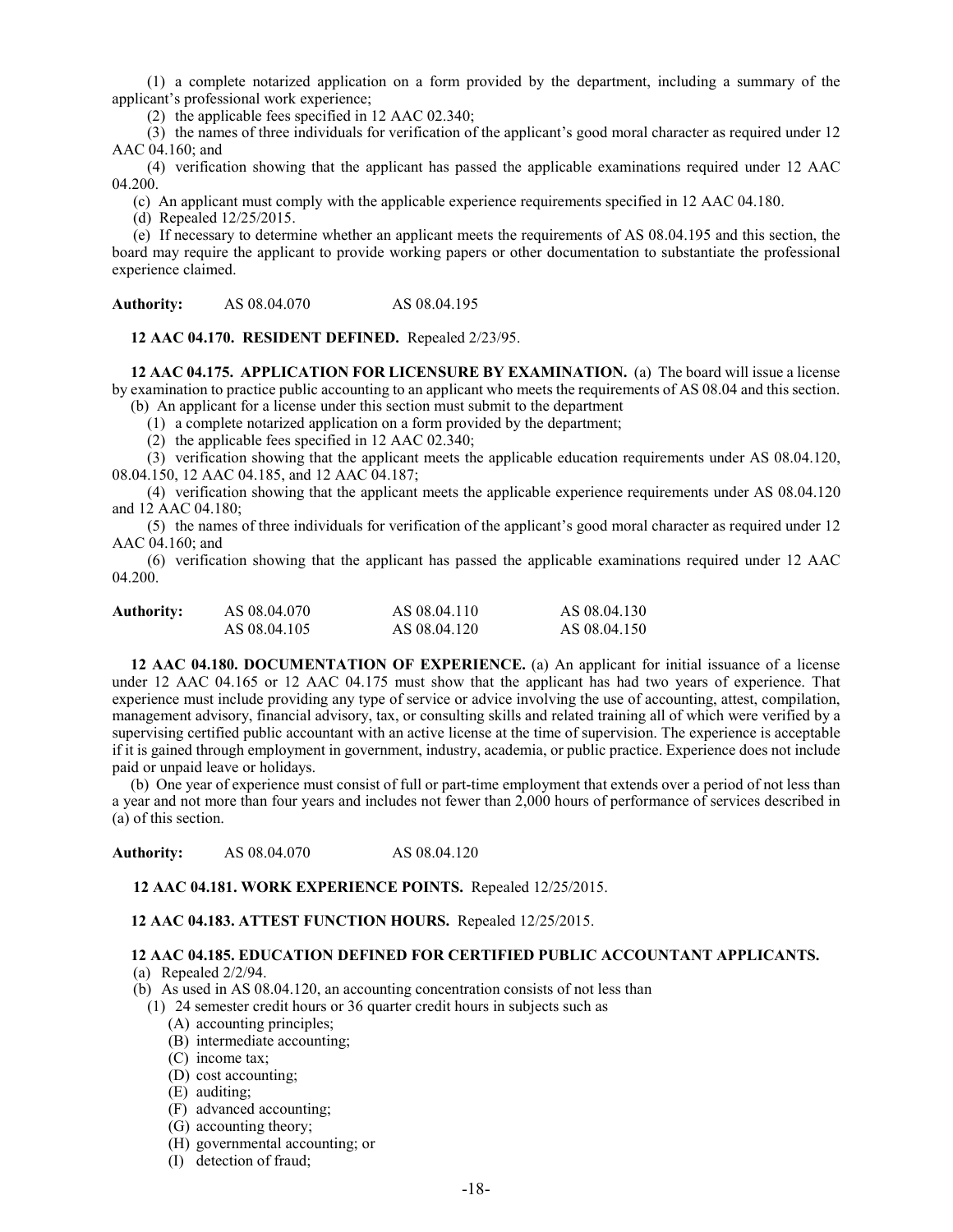(1) a complete notarized application on a form provided by the department, including a summary of the applicant's professional work experience;

(2) the applicable fees specified in 12 AAC 02.340;

(3) the names of three individuals for verification of the applicant's good moral character as required under 12 AAC 04.160; and

(4) verification showing that the applicant has passed the applicable examinations required under 12 AAC 04.200.

(c) An applicant must comply with the applicable experience requirements specified in 12 AAC 04.180.

(d) Repealed 12/25/2015.

(e) If necessary to determine whether an applicant meets the requirements of AS 08.04.195 and this section, the board may require the applicant to provide working papers or other documentation to substantiate the professional experience claimed.

**Authority:** AS 08.04.070 AS 08.04.195

**12 AAC 04.170. RESIDENT DEFINED.** Repealed 2/23/95.

**12 AAC 04.175. APPLICATION FOR LICENSURE BY EXAMINATION.** (a) The board will issue a license by examination to practice public accounting to an applicant who meets the requirements of AS 08.04 and this section.

(b) An applicant for a license under this section must submit to the department

(1) a complete notarized application on a form provided by the department;

(2) the applicable fees specified in 12 AAC 02.340;

(3) verification showing that the applicant meets the applicable education requirements under AS 08.04.120, 08.04.150, 12 AAC 04.185, and 12 AAC 04.187;

(4) verification showing that the applicant meets the applicable experience requirements under AS 08.04.120 and 12 AAC 04.180;

(5) the names of three individuals for verification of the applicant's good moral character as required under 12 AAC 04.160; and

(6) verification showing that the applicant has passed the applicable examinations required under 12 AAC 04.200.

| **Authority:** | AS 08.04.070 | AS 08.04.110 | AS 08.04.130 |
|---|---|---|---|
| | AS 08.04.105 | AS 08.04.120 | AS 08.04.150 |

**12 AAC 04.180. DOCUMENTATION OF EXPERIENCE.** (a) An applicant for initial issuance of a license under 12 AAC 04.165 or 12 AAC 04.175 must show that the applicant has had two years of experience. That experience must include providing any type of service or advice involving the use of accounting, attest, compilation, management advisory, financial advisory, tax, or consulting skills and related training all of which were verified by a supervising certified public accountant with an active license at the time of supervision. The experience is acceptable if it is gained through employment in government, industry, academia, or public practice. Experience does not include paid or unpaid leave or holidays.

(b) One year of experience must consist of full or part-time employment that extends over a period of not less than a year and not more than four years and includes not fewer than 2,000 hours of performance of services described in (a) of this section.

**Authority:** AS 08.04.070 AS 08.04.120

**12 AAC 04.181. WORK EXPERIENCE POINTS.** Repealed 12/25/2015.

**12 AAC 04.183. ATTEST FUNCTION HOURS.** Repealed 12/25/2015.

**12 AAC 04.185. EDUCATION DEFINED FOR CERTIFIED PUBLIC ACCOUNTANT APPLICANTS.**

(a) Repealed 2/2/94.

(b) As used in AS 08.04.120, an accounting concentration consists of not less than

(1) 24 semester credit hours or 36 quarter credit hours in subjects such as

(A) accounting principles;

(B) intermediate accounting;

(C) income tax;

(D) cost accounting;

(E) auditing;

(F) advanced accounting;

(G) accounting theory;

(H) governmental accounting; or

(I) detection of fraud;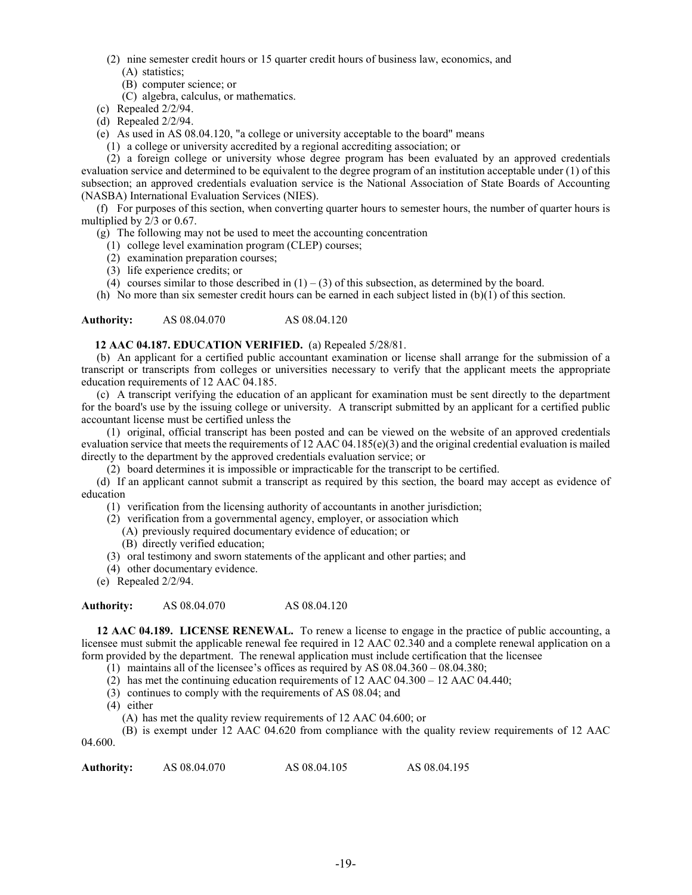(2) nine semester credit hours or 15 quarter credit hours of business law, economics, and

(A) statistics;

(B) computer science; or

(C) algebra, calculus, or mathematics.

(c) Repealed 2/2/94.

(d) Repealed 2/2/94.

(e) As used in AS 08.04.120, "a college or university acceptable to the board" means

(1) a college or university accredited by a regional accrediting association; or

(2) a foreign college or university whose degree program has been evaluated by an approved credentials evaluation service and determined to be equivalent to the degree program of an institution acceptable under (1) of this subsection; an approved credentials evaluation service is the National Association of State Boards of Accounting (NASBA) International Evaluation Services (NIES).

(f) For purposes of this section, when converting quarter hours to semester hours, the number of quarter hours is multiplied by 2/3 or 0.67.

(g) The following may not be used to meet the accounting concentration

(1) college level examination program (CLEP) courses;

(2) examination preparation courses;

(3) life experience credits; or

(4) courses similar to those described in (1) – (3) of this subsection, as determined by the board.

(h) No more than six semester credit hours can be earned in each subject listed in (b)(1) of this section.

**Authority:** AS 08.04.070 AS 08.04.120

**12 AAC 04.187. EDUCATION VERIFIED.** (a) Repealed 5/28/81.

(b) An applicant for a certified public accountant examination or license shall arrange for the submission of a transcript or transcripts from colleges or universities necessary to verify that the applicant meets the appropriate education requirements of 12 AAC 04.185.

(c) A transcript verifying the education of an applicant for examination must be sent directly to the department for the board's use by the issuing college or university. A transcript submitted by an applicant for a certified public accountant license must be certified unless the

(1) original, official transcript has been posted and can be viewed on the website of an approved credentials evaluation service that meets the requirements of 12 AAC 04.185(e)(3) and the original credential evaluation is mailed directly to the department by the approved credentials evaluation service; or

(2) board determines it is impossible or impracticable for the transcript to be certified.

(d) If an applicant cannot submit a transcript as required by this section, the board may accept as evidence of education

(1) verification from the licensing authority of accountants in another jurisdiction;

(2) verification from a governmental agency, employer, or association which

(A) previously required documentary evidence of education; or

(B) directly verified education;

(3) oral testimony and sworn statements of the applicant and other parties; and

(4) other documentary evidence.

(e) Repealed 2/2/94.

**Authority:** AS 08.04.070 AS 08.04.120

**12 AAC 04.189. LICENSE RENEWAL.** To renew a license to engage in the practice of public accounting, a licensee must submit the applicable renewal fee required in 12 AAC 02.340 and a complete renewal application on a form provided by the department. The renewal application must include certification that the licensee

(1) maintains all of the licensee's offices as required by AS 08.04.360 – 08.04.380;

(2) has met the continuing education requirements of 12 AAC 04.300 – 12 AAC 04.440;

(3) continues to comply with the requirements of AS 08.04; and

(4) either

(A) has met the quality review requirements of 12 AAC 04.600; or

(B) is exempt under 12 AAC 04.620 from compliance with the quality review requirements of 12 AAC 04.600.

**Authority:** AS 08.04.070 AS 08.04.105 AS 08.04.195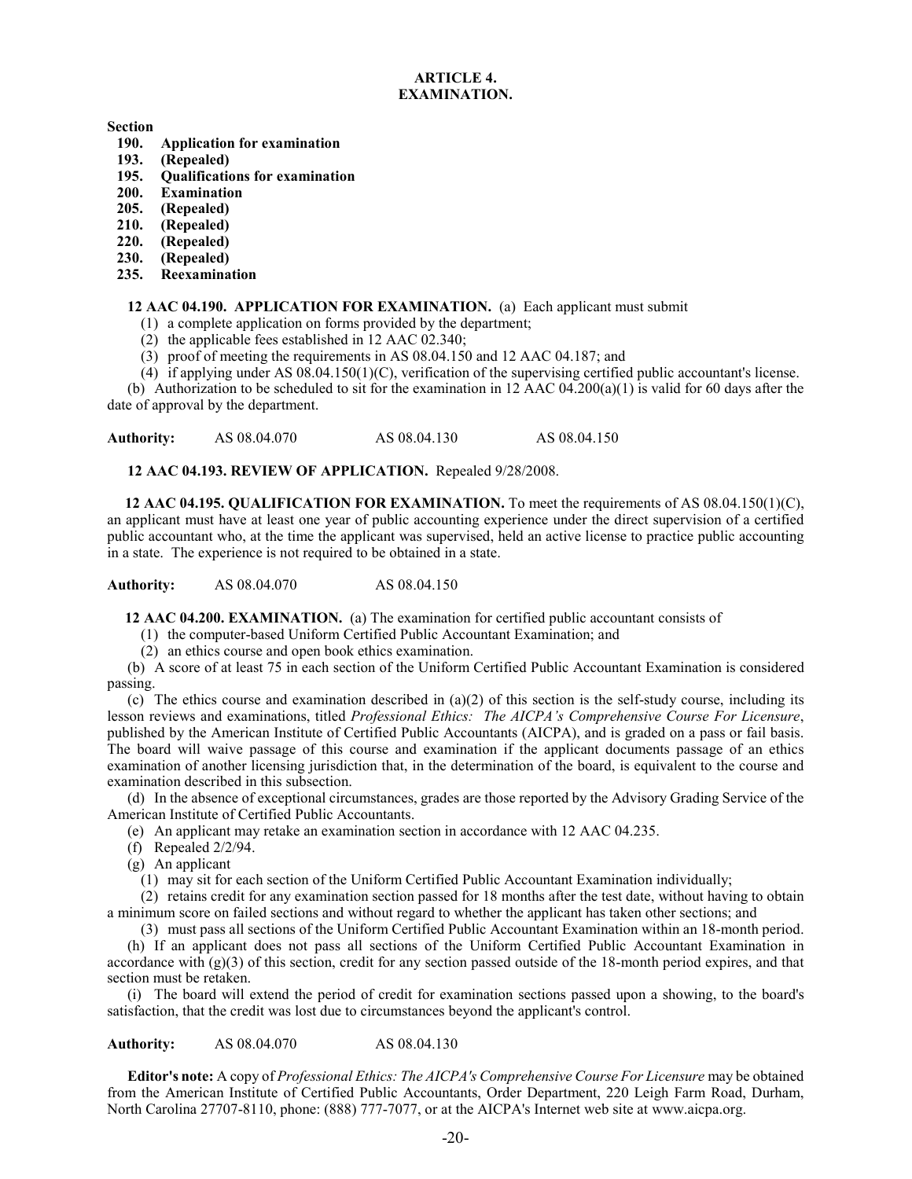# ARTICLE 4.
# EXAMINATION.

**Section**

**190. Application for examination**
**193. (Repealed)**
**195. Qualifications for examination**
**200. Examination**
**205. (Repealed)**
**210. (Repealed)**
**220. (Repealed)**
**230. (Repealed)**
**235. Reexamination**

**12 AAC 04.190. APPLICATION FOR EXAMINATION.** (a) Each applicant must submit

(1) a complete application on forms provided by the department;

(2) the applicable fees established in 12 AAC 02.340;

(3) proof of meeting the requirements in AS 08.04.150 and 12 AAC 04.187; and

(4) if applying under AS 08.04.150(1)(C), verification of the supervising certified public accountant's license.

(b) Authorization to be scheduled to sit for the examination in 12 AAC 04.200(a)(1) is valid for 60 days after the date of approval by the department.

**Authority:** AS 08.04.070 AS 08.04.130 AS 08.04.150

**12 AAC 04.193. REVIEW OF APPLICATION.** Repealed 9/28/2008.

**12 AAC 04.195. QUALIFICATION FOR EXAMINATION.** To meet the requirements of AS 08.04.150(1)(C), an applicant must have at least one year of public accounting experience under the direct supervision of a certified public accountant who, at the time the applicant was supervised, held an active license to practice public accounting in a state. The experience is not required to be obtained in a state.

**Authority:** AS 08.04.070 AS 08.04.150

**12 AAC 04.200. EXAMINATION.** (a) The examination for certified public accountant consists of

(1) the computer-based Uniform Certified Public Accountant Examination; and

(2) an ethics course and open book ethics examination.

(b) A score of at least 75 in each section of the Uniform Certified Public Accountant Examination is considered passing.

(c) The ethics course and examination described in (a)(2) of this section is the self-study course, including its lesson reviews and examinations, titled *Professional Ethics: The AICPA's Comprehensive Course For Licensure*, published by the American Institute of Certified Public Accountants (AICPA), and is graded on a pass or fail basis. The board will waive passage of this course and examination if the applicant documents passage of an ethics examination of another licensing jurisdiction that, in the determination of the board, is equivalent to the course and examination described in this subsection.

(d) In the absence of exceptional circumstances, grades are those reported by the Advisory Grading Service of the American Institute of Certified Public Accountants.

(e) An applicant may retake an examination section in accordance with 12 AAC 04.235.

(f) Repealed 2/2/94.

(g) An applicant

(1) may sit for each section of the Uniform Certified Public Accountant Examination individually;

(2) retains credit for any examination section passed for 18 months after the test date, without having to obtain a minimum score on failed sections and without regard to whether the applicant has taken other sections; and

(3) must pass all sections of the Uniform Certified Public Accountant Examination within an 18-month period.

(h) If an applicant does not pass all sections of the Uniform Certified Public Accountant Examination in accordance with (g)(3) of this section, credit for any section passed outside of the 18-month period expires, and that section must be retaken.

(i) The board will extend the period of credit for examination sections passed upon a showing, to the board's satisfaction, that the credit was lost due to circumstances beyond the applicant's control.

**Authority:** AS 08.04.070 AS 08.04.130

**Editor's note:** A copy of *Professional Ethics: The AICPA's Comprehensive Course For Licensure* may be obtained from the American Institute of Certified Public Accountants, Order Department, 220 Leigh Farm Road, Durham, North Carolina 27707-8110, phone: (888) 777-7077, or at the AICPA's Internet web site at www.aicpa.org.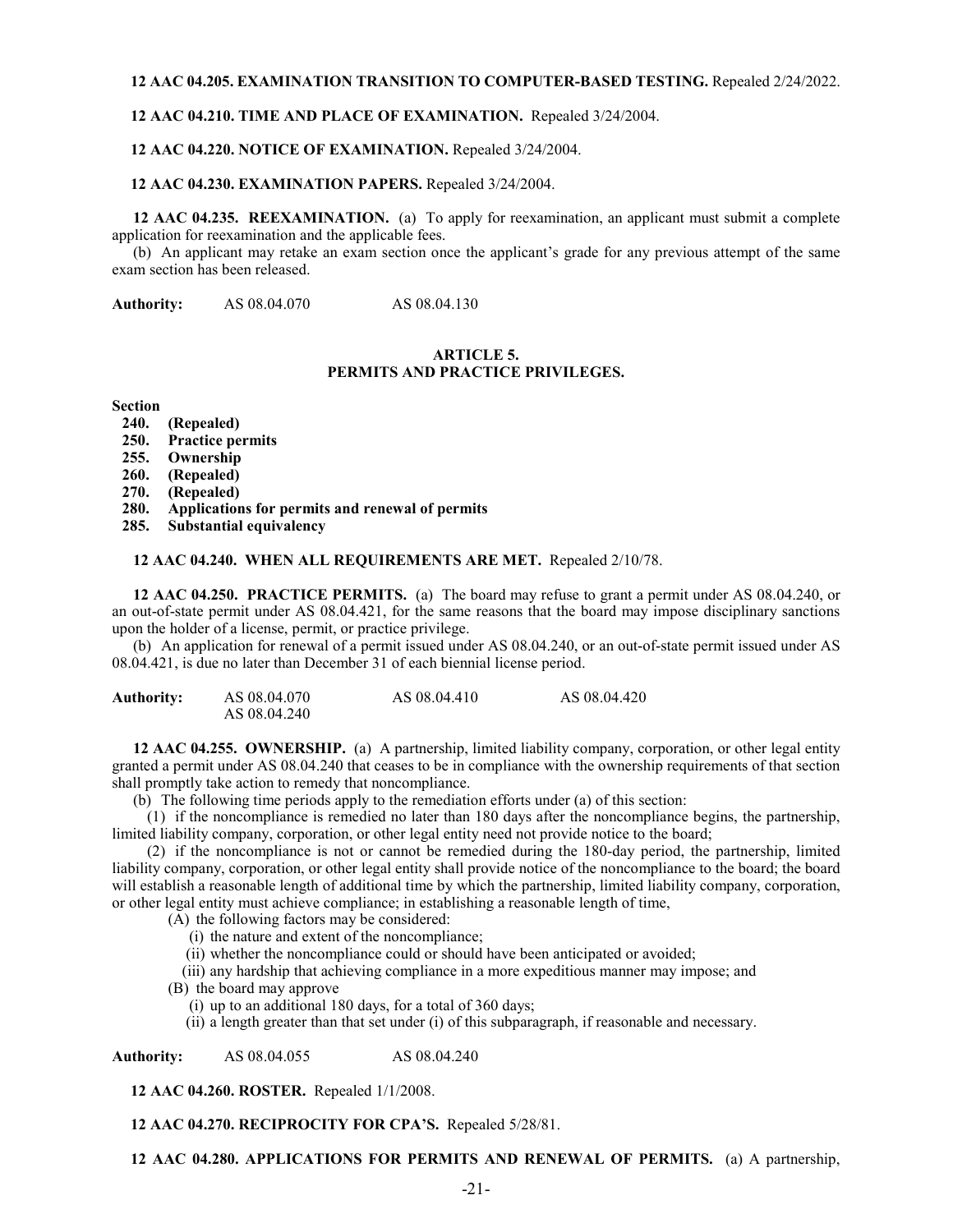**12 AAC 04.205. EXAMINATION TRANSITION TO COMPUTER-BASED TESTING.** Repealed 2/24/2022.

**12 AAC 04.210. TIME AND PLACE OF EXAMINATION.** Repealed 3/24/2004.

**12 AAC 04.220. NOTICE OF EXAMINATION.** Repealed 3/24/2004.

**12 AAC 04.230. EXAMINATION PAPERS.** Repealed 3/24/2004.

**12 AAC 04.235. REEXAMINATION.** (a) To apply for reexamination, an applicant must submit a complete application for reexamination and the applicable fees.

(b) An applicant may retake an exam section once the applicant's grade for any previous attempt of the same exam section has been released.

**Authority:** AS 08.04.070 AS 08.04.130

## ARTICLE 5.
## PERMITS AND PRACTICE PRIVILEGES.

**Section**
- **240. (Repealed)**
- **250. Practice permits**
- **255. Ownership**
- **260. (Repealed)**
- **270. (Repealed)**
- **280. Applications for permits and renewal of permits**
- **285. Substantial equivalency**

**12 AAC 04.240. WHEN ALL REQUIREMENTS ARE MET.** Repealed 2/10/78.

**12 AAC 04.250. PRACTICE PERMITS.** (a) The board may refuse to grant a permit under AS 08.04.240, or an out-of-state permit under AS 08.04.421, for the same reasons that the board may impose disciplinary sanctions upon the holder of a license, permit, or practice privilege.

(b) An application for renewal of a permit issued under AS 08.04.240, or an out-of-state permit issued under AS 08.04.421, is due no later than December 31 of each biennial license period.

**Authority:** AS 08.04.070 AS 08.04.410 AS 08.04.420 AS 08.04.240

**12 AAC 04.255. OWNERSHIP.** (a) A partnership, limited liability company, corporation, or other legal entity granted a permit under AS 08.04.240 that ceases to be in compliance with the ownership requirements of that section shall promptly take action to remedy that noncompliance.

(b) The following time periods apply to the remediation efforts under (a) of this section:

(1) if the noncompliance is remedied no later than 180 days after the noncompliance begins, the partnership, limited liability company, corporation, or other legal entity need not provide notice to the board;

(2) if the noncompliance is not or cannot be remedied during the 180-day period, the partnership, limited liability company, corporation, or other legal entity shall provide notice of the noncompliance to the board; the board will establish a reasonable length of additional time by which the partnership, limited liability company, corporation, or other legal entity must achieve compliance; in establishing a reasonable length of time,

(A) the following factors may be considered:

(i) the nature and extent of the noncompliance;

(ii) whether the noncompliance could or should have been anticipated or avoided;

(iii) any hardship that achieving compliance in a more expeditious manner may impose; and

(B) the board may approve

(i) up to an additional 180 days, for a total of 360 days;

(ii) a length greater than that set under (i) of this subparagraph, if reasonable and necessary.

**Authority:** AS 08.04.055 AS 08.04.240

**12 AAC 04.260. ROSTER.** Repealed 1/1/2008.

**12 AAC 04.270. RECIPROCITY FOR CPA'S.** Repealed 5/28/81.

**12 AAC 04.280. APPLICATIONS FOR PERMITS AND RENEWAL OF PERMITS.** (a) A partnership,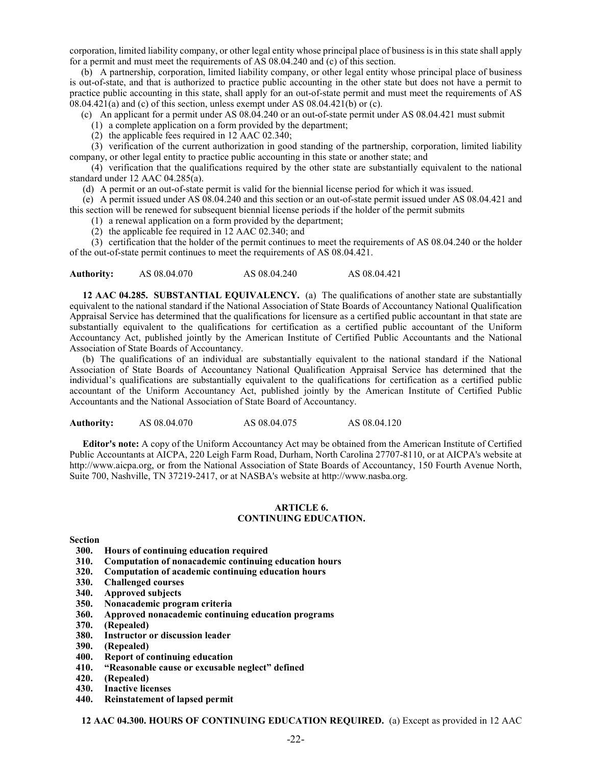corporation, limited liability company, or other legal entity whose principal place of business is in this state shall apply for a permit and must meet the requirements of AS 08.04.240 and (c) of this section.

(b) A partnership, corporation, limited liability company, or other legal entity whose principal place of business is out-of-state, and that is authorized to practice public accounting in the other state but does not have a permit to practice public accounting in this state, shall apply for an out-of-state permit and must meet the requirements of AS 08.04.421(a) and (c) of this section, unless exempt under AS 08.04.421(b) or (c).

(c) An applicant for a permit under AS 08.04.240 or an out-of-state permit under AS 08.04.421 must submit

(1) a complete application on a form provided by the department;

(2) the applicable fees required in 12 AAC 02.340;

(3) verification of the current authorization in good standing of the partnership, corporation, limited liability company, or other legal entity to practice public accounting in this state or another state; and

(4) verification that the qualifications required by the other state are substantially equivalent to the national standard under 12 AAC 04.285(a).

(d) A permit or an out-of-state permit is valid for the biennial license period for which it was issued.

(e) A permit issued under AS 08.04.240 and this section or an out-of-state permit issued under AS 08.04.421 and this section will be renewed for subsequent biennial license periods if the holder of the permit submits

(1) a renewal application on a form provided by the department;

(2) the applicable fee required in 12 AAC 02.340; and

(3) certification that the holder of the permit continues to meet the requirements of AS 08.04.240 or the holder of the out-of-state permit continues to meet the requirements of AS 08.04.421.

**Authority:** AS 08.04.070 AS 08.04.240 AS 08.04.421

**12 AAC 04.285. SUBSTANTIAL EQUIVALENCY.** (a) The qualifications of another state are substantially equivalent to the national standard if the National Association of State Boards of Accountancy National Qualification Appraisal Service has determined that the qualifications for licensure as a certified public accountant in that state are substantially equivalent to the qualifications for certification as a certified public accountant of the Uniform Accountancy Act, published jointly by the American Institute of Certified Public Accountants and the National Association of State Boards of Accountancy.

(b) The qualifications of an individual are substantially equivalent to the national standard if the National Association of State Boards of Accountancy National Qualification Appraisal Service has determined that the individual's qualifications are substantially equivalent to the qualifications for certification as a certified public accountant of the Uniform Accountancy Act, published jointly by the American Institute of Certified Public Accountants and the National Association of State Board of Accountancy.

**Authority:** AS 08.04.070 AS 08.04.075 AS 08.04.120

**Editor's note:** A copy of the Uniform Accountancy Act may be obtained from the American Institute of Certified Public Accountants at AICPA, 220 Leigh Farm Road, Durham, North Carolina 27707-8110, or at AICPA's website at http://www.aicpa.org, or from the National Association of State Boards of Accountancy, 150 Fourth Avenue North, Suite 700, Nashville, TN 37219-2417, or at NASBA's website at http://www.nasba.org.

## ARTICLE 6.
## CONTINUING EDUCATION.

**Section**

**300. Hours of continuing education required**
**310. Computation of nonacademic continuing education hours**
**320. Computation of academic continuing education hours**
**330. Challenged courses**
**340. Approved subjects**
**350. Nonacademic program criteria**
**360. Approved nonacademic continuing education programs**
**370. (Repealed)**
**380. Instructor or discussion leader**
**390. (Repealed)**
**400. Report of continuing education**
**410. "Reasonable cause or excusable neglect" defined**
**420. (Repealed)**
**430. Inactive licenses**
**440. Reinstatement of lapsed permit**

**12 AAC 04.300. HOURS OF CONTINUING EDUCATION REQUIRED.** (a) Except as provided in 12 AAC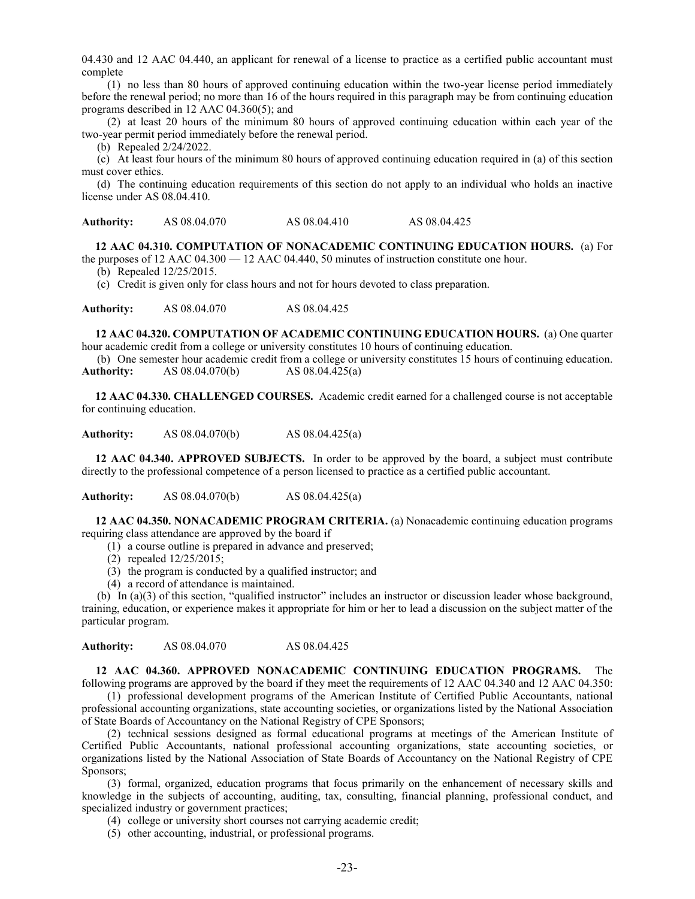04.430 and 12 AAC 04.440, an applicant for renewal of a license to practice as a certified public accountant must complete

(1) no less than 80 hours of approved continuing education within the two-year license period immediately before the renewal period; no more than 16 of the hours required in this paragraph may be from continuing education programs described in 12 AAC 04.360(5); and

(2) at least 20 hours of the minimum 80 hours of approved continuing education within each year of the two-year permit period immediately before the renewal period.

(b) Repealed 2/24/2022.

(c) At least four hours of the minimum 80 hours of approved continuing education required in (a) of this section must cover ethics.

(d) The continuing education requirements of this section do not apply to an individual who holds an inactive license under AS 08.04.410.

**Authority:** AS 08.04.070 AS 08.04.410 AS 08.04.425

**12 AAC 04.310. COMPUTATION OF NONACADEMIC CONTINUING EDUCATION HOURS.** (a) For the purposes of 12 AAC 04.300 — 12 AAC 04.440, 50 minutes of instruction constitute one hour.

(b) Repealed 12/25/2015.

(c) Credit is given only for class hours and not for hours devoted to class preparation.

**Authority:** AS 08.04.070 AS 08.04.425

**12 AAC 04.320. COMPUTATION OF ACADEMIC CONTINUING EDUCATION HOURS.** (a) One quarter hour academic credit from a college or university constitutes 10 hours of continuing education.

(b) One semester hour academic credit from a college or university constitutes 15 hours of continuing education.

**Authority:** AS 08.04.070(b) AS 08.04.425(a)

**12 AAC 04.330. CHALLENGED COURSES.** Academic credit earned for a challenged course is not acceptable for continuing education.

**Authority:** AS 08.04.070(b) AS 08.04.425(a)

**12 AAC 04.340. APPROVED SUBJECTS.** In order to be approved by the board, a subject must contribute directly to the professional competence of a person licensed to practice as a certified public accountant.

**Authority:** AS 08.04.070(b) AS 08.04.425(a)

**12 AAC 04.350. NONACADEMIC PROGRAM CRITERIA.** (a) Nonacademic continuing education programs requiring class attendance are approved by the board if

(1) a course outline is prepared in advance and preserved;

(2) repealed 12/25/2015;

(3) the program is conducted by a qualified instructor; and

(4) a record of attendance is maintained.

(b) In (a)(3) of this section, "qualified instructor" includes an instructor or discussion leader whose background, training, education, or experience makes it appropriate for him or her to lead a discussion on the subject matter of the particular program.

**Authority:** AS 08.04.070 AS 08.04.425

**12 AAC 04.360. APPROVED NONACADEMIC CONTINUING EDUCATION PROGRAMS.** The following programs are approved by the board if they meet the requirements of 12 AAC 04.340 and 12 AAC 04.350:

(1) professional development programs of the American Institute of Certified Public Accountants, national professional accounting organizations, state accounting societies, or organizations listed by the National Association of State Boards of Accountancy on the National Registry of CPE Sponsors;

(2) technical sessions designed as formal educational programs at meetings of the American Institute of Certified Public Accountants, national professional accounting organizations, state accounting societies, or organizations listed by the National Association of State Boards of Accountancy on the National Registry of CPE Sponsors;

(3) formal, organized, education programs that focus primarily on the enhancement of necessary skills and knowledge in the subjects of accounting, auditing, tax, consulting, financial planning, professional conduct, and specialized industry or government practices;

(4) college or university short courses not carrying academic credit;

(5) other accounting, industrial, or professional programs.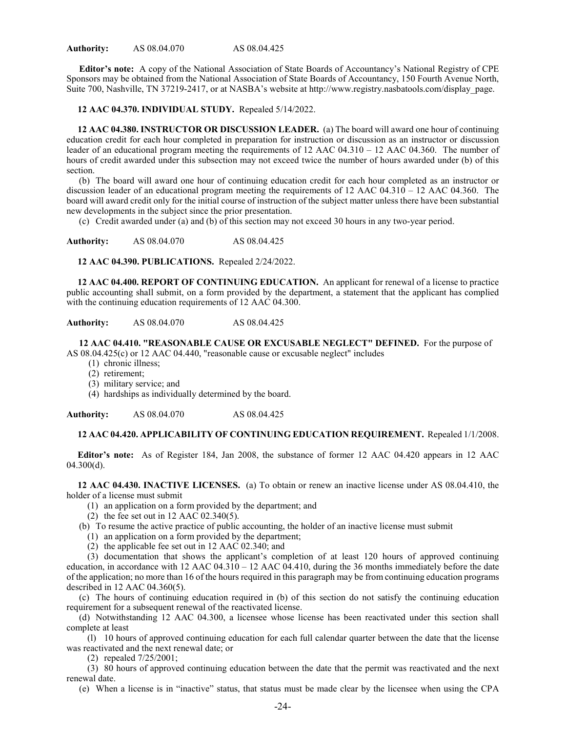**Authority:** AS 08.04.070 AS 08.04.425

**Editor's note:** A copy of the National Association of State Boards of Accountancy's National Registry of CPE Sponsors may be obtained from the National Association of State Boards of Accountancy, 150 Fourth Avenue North, Suite 700, Nashville, TN 37219-2417, or at NASBA's website at http://www.registry.nasbatools.com/display_page.

**12 AAC 04.370. INDIVIDUAL STUDY.** Repealed 5/14/2022.

**12 AAC 04.380. INSTRUCTOR OR DISCUSSION LEADER.** (a) The board will award one hour of continuing education credit for each hour completed in preparation for instruction or discussion as an instructor or discussion leader of an educational program meeting the requirements of 12 AAC 04.310 – 12 AAC 04.360. The number of hours of credit awarded under this subsection may not exceed twice the number of hours awarded under (b) of this section.

(b) The board will award one hour of continuing education credit for each hour completed as an instructor or discussion leader of an educational program meeting the requirements of 12 AAC 04.310 – 12 AAC 04.360. The board will award credit only for the initial course of instruction of the subject matter unless there have been substantial new developments in the subject since the prior presentation.

(c) Credit awarded under (a) and (b) of this section may not exceed 30 hours in any two-year period.

**Authority:** AS 08.04.070 AS 08.04.425

**12 AAC 04.390. PUBLICATIONS.** Repealed 2/24/2022.

**12 AAC 04.400. REPORT OF CONTINUING EDUCATION.** An applicant for renewal of a license to practice public accounting shall submit, on a form provided by the department, a statement that the applicant has complied with the continuing education requirements of 12 AAC 04.300.

**Authority:** AS 08.04.070 AS 08.04.425

**12 AAC 04.410. "REASONABLE CAUSE OR EXCUSABLE NEGLECT" DEFINED.** For the purpose of AS 08.04.425(c) or 12 AAC 04.440, "reasonable cause or excusable neglect" includes

(1) chronic illness;

(2) retirement;

(3) military service; and

(4) hardships as individually determined by the board.

**Authority:** AS 08.04.070 AS 08.04.425

**12 AAC 04.420. APPLICABILITY OF CONTINUING EDUCATION REQUIREMENT.** Repealed 1/1/2008.

**Editor's note:** As of Register 184, Jan 2008, the substance of former 12 AAC 04.420 appears in 12 AAC 04.300(d).

**12 AAC 04.430. INACTIVE LICENSES.** (a) To obtain or renew an inactive license under AS 08.04.410, the holder of a license must submit

(1) an application on a form provided by the department; and

(2) the fee set out in 12 AAC 02.340(5).

(b) To resume the active practice of public accounting, the holder of an inactive license must submit

(1) an application on a form provided by the department;

(2) the applicable fee set out in 12 AAC 02.340; and

(3) documentation that shows the applicant's completion of at least 120 hours of approved continuing education, in accordance with 12 AAC 04.310 – 12 AAC 04.410, during the 36 months immediately before the date of the application; no more than 16 of the hours required in this paragraph may be from continuing education programs described in 12 AAC 04.360(5).

(c) The hours of continuing education required in (b) of this section do not satisfy the continuing education requirement for a subsequent renewal of the reactivated license.

(d) Notwithstanding 12 AAC 04.300, a licensee whose license has been reactivated under this section shall complete at least

(l) 10 hours of approved continuing education for each full calendar quarter between the date that the license was reactivated and the next renewal date; or

(2) repealed 7/25/2001;

(3) 80 hours of approved continuing education between the date that the permit was reactivated and the next renewal date.

(e) When a license is in "inactive" status, that status must be made clear by the licensee when using the CPA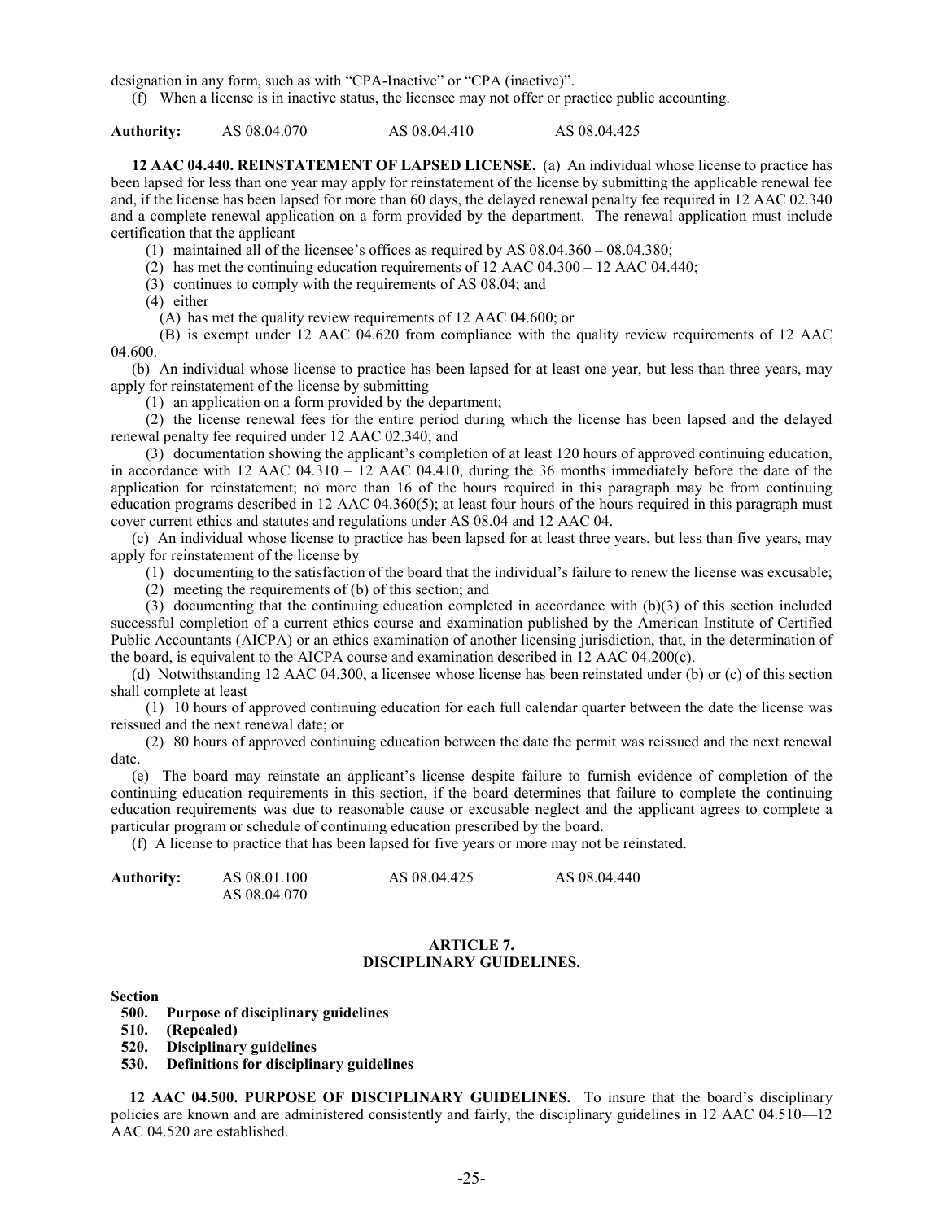designation in any form, such as with "CPA-Inactive" or "CPA (inactive)".

(f) When a license is in inactive status, the licensee may not offer or practice public accounting.

**Authority:** AS 08.04.070 AS 08.04.410 AS 08.04.425

**12 AAC 04.440. REINSTATEMENT OF LAPSED LICENSE.** (a) An individual whose license to practice has been lapsed for less than one year may apply for reinstatement of the license by submitting the applicable renewal fee and, if the license has been lapsed for more than 60 days, the delayed renewal penalty fee required in 12 AAC 02.340 and a complete renewal application on a form provided by the department. The renewal application must include certification that the applicant

(1) maintained all of the licensee's offices as required by AS 08.04.360 – 08.04.380;

(2) has met the continuing education requirements of 12 AAC 04.300 – 12 AAC 04.440;

(3) continues to comply with the requirements of AS 08.04; and

(4) either

(A) has met the quality review requirements of 12 AAC 04.600; or

(B) is exempt under 12 AAC 04.620 from compliance with the quality review requirements of 12 AAC 04.600.

(b) An individual whose license to practice has been lapsed for at least one year, but less than three years, may apply for reinstatement of the license by submitting

(1) an application on a form provided by the department;

(2) the license renewal fees for the entire period during which the license has been lapsed and the delayed renewal penalty fee required under 12 AAC 02.340; and

(3) documentation showing the applicant's completion of at least 120 hours of approved continuing education, in accordance with 12 AAC 04.310 – 12 AAC 04.410, during the 36 months immediately before the date of the application for reinstatement; no more than 16 of the hours required in this paragraph may be from continuing education programs described in 12 AAC 04.360(5); at least four hours of the hours required in this paragraph must cover current ethics and statutes and regulations under AS 08.04 and 12 AAC 04.

(c) An individual whose license to practice has been lapsed for at least three years, but less than five years, may apply for reinstatement of the license by

(1) documenting to the satisfaction of the board that the individual's failure to renew the license was excusable;

(2) meeting the requirements of (b) of this section; and

(3) documenting that the continuing education completed in accordance with (b)(3) of this section included successful completion of a current ethics course and examination published by the American Institute of Certified Public Accountants (AICPA) or an ethics examination of another licensing jurisdiction, that, in the determination of the board, is equivalent to the AICPA course and examination described in 12 AAC 04.200(c).

(d) Notwithstanding 12 AAC 04.300, a licensee whose license has been reinstated under (b) or (c) of this section shall complete at least

(1) 10 hours of approved continuing education for each full calendar quarter between the date the license was reissued and the next renewal date; or

(2) 80 hours of approved continuing education between the date the permit was reissued and the next renewal date.

(e) The board may reinstate an applicant's license despite failure to furnish evidence of completion of the continuing education requirements in this section, if the board determines that failure to complete the continuing education requirements was due to reasonable cause or excusable neglect and the applicant agrees to complete a particular program or schedule of continuing education prescribed by the board.

(f) A license to practice that has been lapsed for five years or more may not be reinstated.

**Authority:** AS 08.01.100 AS 08.04.425 AS 08.04.440
AS 08.04.070

## ARTICLE 7.
## DISCIPLINARY GUIDELINES.

**Section**
**500. Purpose of disciplinary guidelines**
**510. (Repealed)**
**520. Disciplinary guidelines**
**530. Definitions for disciplinary guidelines**

**12 AAC 04.500. PURPOSE OF DISCIPLINARY GUIDELINES.** To insure that the board's disciplinary policies are known and are administered consistently and fairly, the disciplinary guidelines in 12 AAC 04.510—12 AAC 04.520 are established.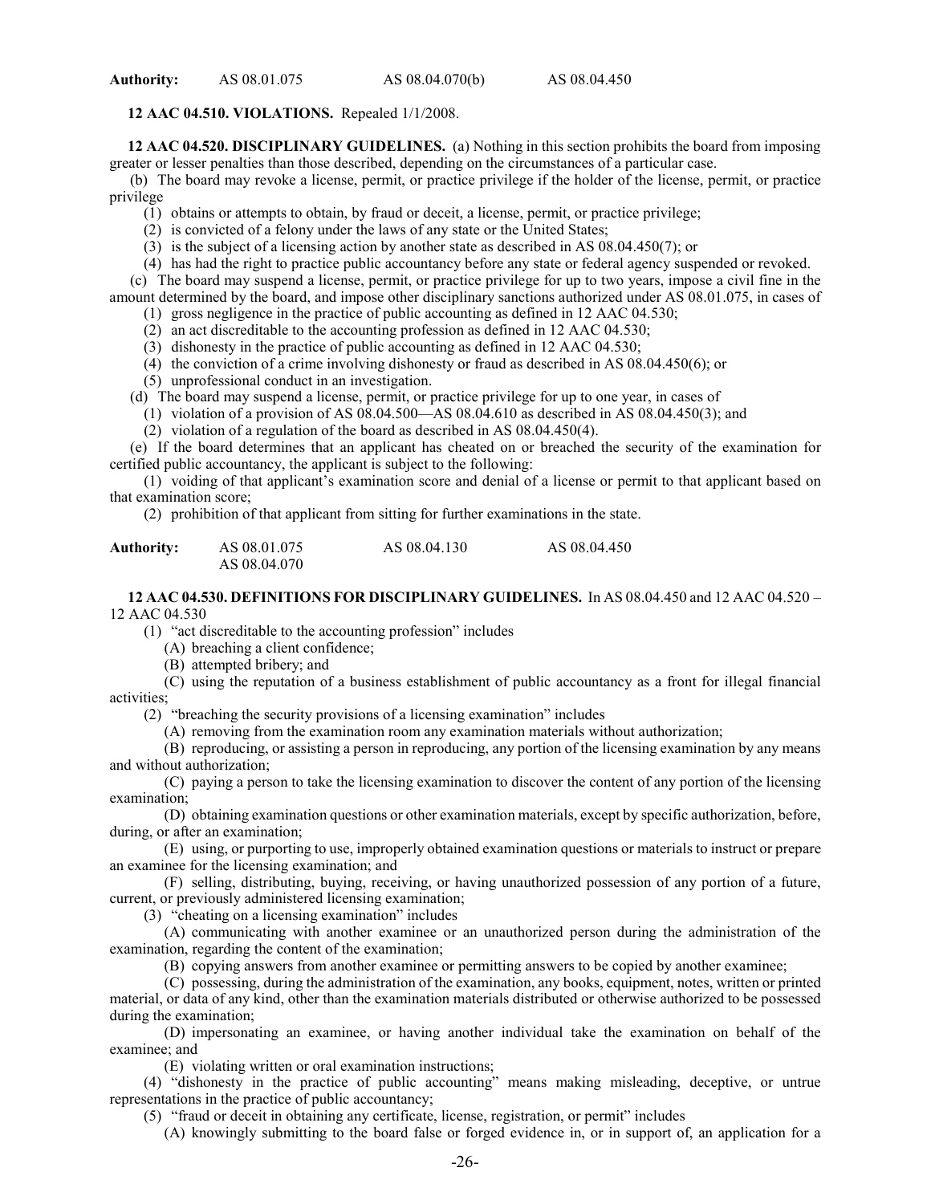**Authority:** AS 08.01.075 AS 08.04.070(b) AS 08.04.450

**12 AAC 04.510. VIOLATIONS.** Repealed 1/1/2008.

**12 AAC 04.520. DISCIPLINARY GUIDELINES.** (a) Nothing in this section prohibits the board from imposing greater or lesser penalties than those described, depending on the circumstances of a particular case.

(b) The board may revoke a license, permit, or practice privilege if the holder of the license, permit, or practice privilege

(1) obtains or attempts to obtain, by fraud or deceit, a license, permit, or practice privilege;

(2) is convicted of a felony under the laws of any state or the United States;

(3) is the subject of a licensing action by another state as described in AS 08.04.450(7); or

(4) has had the right to practice public accountancy before any state or federal agency suspended or revoked.

(c) The board may suspend a license, permit, or practice privilege for up to two years, impose a civil fine in the amount determined by the board, and impose other disciplinary sanctions authorized under AS 08.01.075, in cases of

(1) gross negligence in the practice of public accounting as defined in 12 AAC 04.530;

(2) an act discreditable to the accounting profession as defined in 12 AAC 04.530;

(3) dishonesty in the practice of public accounting as defined in 12 AAC 04.530;

(4) the conviction of a crime involving dishonesty or fraud as described in AS 08.04.450(6); or

(5) unprofessional conduct in an investigation.

(d) The board may suspend a license, permit, or practice privilege for up to one year, in cases of

(1) violation of a provision of AS 08.04.500—AS 08.04.610 as described in AS 08.04.450(3); and

(2) violation of a regulation of the board as described in AS 08.04.450(4).

(e) If the board determines that an applicant has cheated on or breached the security of the examination for certified public accountancy, the applicant is subject to the following:

(1) voiding of that applicant's examination score and denial of a license or permit to that applicant based on that examination score;

(2) prohibition of that applicant from sitting for further examinations in the state.

**Authority:** AS 08.01.075 AS 08.04.130 AS 08.04.450
AS 08.04.070

**12 AAC 04.530. DEFINITIONS FOR DISCIPLINARY GUIDELINES.** In AS 08.04.450 and 12 AAC 04.520 – 12 AAC 04.530

(1) "act discreditable to the accounting profession" includes

(A) breaching a client confidence;

(B) attempted bribery; and

(C) using the reputation of a business establishment of public accountancy as a front for illegal financial activities;

(2) "breaching the security provisions of a licensing examination" includes

(A) removing from the examination room any examination materials without authorization;

(B) reproducing, or assisting a person in reproducing, any portion of the licensing examination by any means and without authorization;

(C) paying a person to take the licensing examination to discover the content of any portion of the licensing examination;

(D) obtaining examination questions or other examination materials, except by specific authorization, before, during, or after an examination;

(E) using, or purporting to use, improperly obtained examination questions or materials to instruct or prepare an examinee for the licensing examination; and

(F) selling, distributing, buying, receiving, or having unauthorized possession of any portion of a future, current, or previously administered licensing examination;

(3) "cheating on a licensing examination" includes

(A) communicating with another examinee or an unauthorized person during the administration of the examination, regarding the content of the examination;

(B) copying answers from another examinee or permitting answers to be copied by another examinee;

(C) possessing, during the administration of the examination, any books, equipment, notes, written or printed material, or data of any kind, other than the examination materials distributed or otherwise authorized to be possessed during the examination;

(D) impersonating an examinee, or having another individual take the examination on behalf of the examinee; and

(E) violating written or oral examination instructions;

(4) "dishonesty in the practice of public accounting" means making misleading, deceptive, or untrue representations in the practice of public accountancy;

(5) "fraud or deceit in obtaining any certificate, license, registration, or permit" includes

(A) knowingly submitting to the board false or forged evidence in, or in support of, an application for a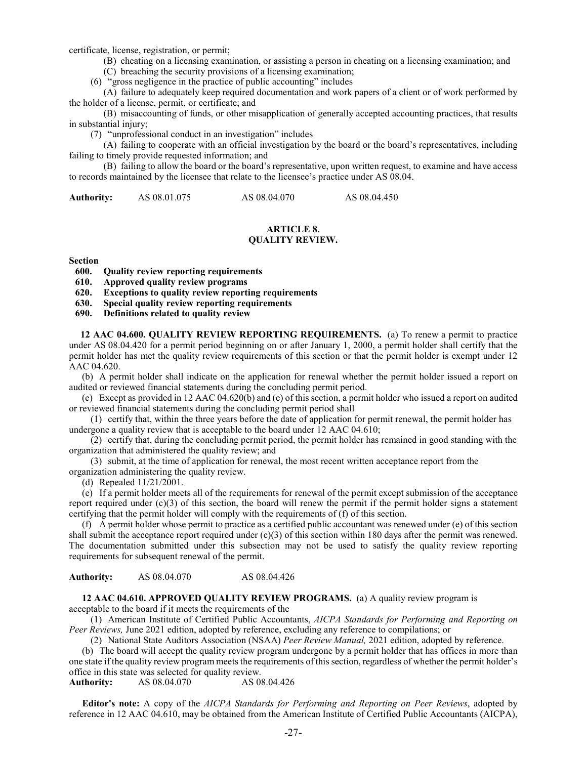certificate, license, registration, or permit;

(B) cheating on a licensing examination, or assisting a person in cheating on a licensing examination; and

(C) breaching the security provisions of a licensing examination;

(6) "gross negligence in the practice of public accounting" includes

(A) failure to adequately keep required documentation and work papers of a client or of work performed by the holder of a license, permit, or certificate; and

(B) misaccounting of funds, or other misapplication of generally accepted accounting practices, that results in substantial injury;

(7) "unprofessional conduct in an investigation" includes

(A) failing to cooperate with an official investigation by the board or the board's representatives, including failing to timely provide requested information; and

(B) failing to allow the board or the board's representative, upon written request, to examine and have access to records maintained by the licensee that relate to the licensee's practice under AS 08.04.

**Authority:** AS 08.01.075 AS 08.04.070 AS 08.04.450

## ARTICLE 8.
## QUALITY REVIEW.

**Section**

**600. Quality review reporting requirements**
**610. Approved quality review programs**
**620. Exceptions to quality review reporting requirements**
**630. Special quality review reporting requirements**
**690. Definitions related to quality review**

**12 AAC 04.600. QUALITY REVIEW REPORTING REQUIREMENTS.** (a) To renew a permit to practice under AS 08.04.420 for a permit period beginning on or after January 1, 2000, a permit holder shall certify that the permit holder has met the quality review requirements of this section or that the permit holder is exempt under 12 AAC 04.620.

(b) A permit holder shall indicate on the application for renewal whether the permit holder issued a report on audited or reviewed financial statements during the concluding permit period.

(c) Except as provided in 12 AAC 04.620(b) and (e) of this section, a permit holder who issued a report on audited or reviewed financial statements during the concluding permit period shall

(1) certify that, within the three years before the date of application for permit renewal, the permit holder has undergone a quality review that is acceptable to the board under 12 AAC 04.610;

(2) certify that, during the concluding permit period, the permit holder has remained in good standing with the organization that administered the quality review; and

(3) submit, at the time of application for renewal, the most recent written acceptance report from the organization administering the quality review.

(d) Repealed 11/21/2001.

(e) If a permit holder meets all of the requirements for renewal of the permit except submission of the acceptance report required under (c)(3) of this section, the board will renew the permit if the permit holder signs a statement certifying that the permit holder will comply with the requirements of (f) of this section.

(f) A permit holder whose permit to practice as a certified public accountant was renewed under (e) of this section shall submit the acceptance report required under (c)(3) of this section within 180 days after the permit was renewed. The documentation submitted under this subsection may not be used to satisfy the quality review reporting requirements for subsequent renewal of the permit.

**Authority:** AS 08.04.070 AS 08.04.426

**12 AAC 04.610. APPROVED QUALITY REVIEW PROGRAMS.** (a) A quality review program is acceptable to the board if it meets the requirements of the

(1) American Institute of Certified Public Accountants, *AICPA Standards for Performing and Reporting on Peer Reviews,* June 2021 edition, adopted by reference, excluding any reference to compilations; or

(2) National State Auditors Association (NSAA) *Peer Review Manual,* 2021 edition, adopted by reference.

(b) The board will accept the quality review program undergone by a permit holder that has offices in more than one state if the quality review program meets the requirements of this section, regardless of whether the permit holder's office in this state was selected for quality review.

**Authority:** AS 08.04.070 AS 08.04.426

**Editor's note:** A copy of the *AICPA Standards for Performing and Reporting on Peer Reviews*, adopted by reference in 12 AAC 04.610, may be obtained from the American Institute of Certified Public Accountants (AICPA),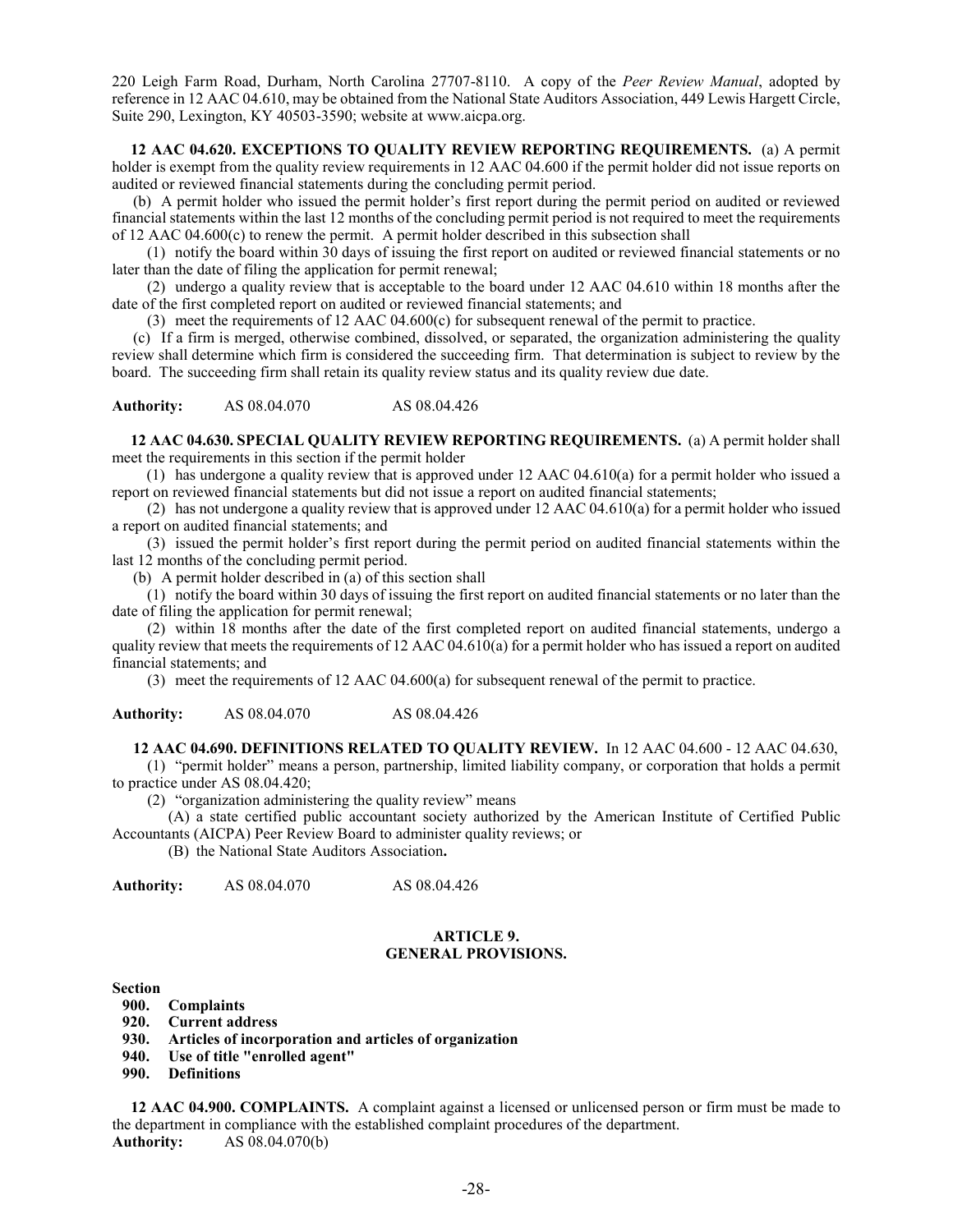220 Leigh Farm Road, Durham, North Carolina 27707-8110. A copy of the *Peer Review Manual*, adopted by reference in 12 AAC 04.610, may be obtained from the National State Auditors Association, 449 Lewis Hargett Circle, Suite 290, Lexington, KY 40503-3590; website at www.aicpa.org.

**12 AAC 04.620. EXCEPTIONS TO QUALITY REVIEW REPORTING REQUIREMENTS.** (a) A permit holder is exempt from the quality review requirements in 12 AAC 04.600 if the permit holder did not issue reports on audited or reviewed financial statements during the concluding permit period.

(b) A permit holder who issued the permit holder's first report during the permit period on audited or reviewed financial statements within the last 12 months of the concluding permit period is not required to meet the requirements of 12 AAC 04.600(c) to renew the permit. A permit holder described in this subsection shall

(1) notify the board within 30 days of issuing the first report on audited or reviewed financial statements or no later than the date of filing the application for permit renewal;

(2) undergo a quality review that is acceptable to the board under 12 AAC 04.610 within 18 months after the date of the first completed report on audited or reviewed financial statements; and

(3) meet the requirements of 12 AAC 04.600(c) for subsequent renewal of the permit to practice.

(c) If a firm is merged, otherwise combined, dissolved, or separated, the organization administering the quality review shall determine which firm is considered the succeeding firm. That determination is subject to review by the board. The succeeding firm shall retain its quality review status and its quality review due date.

**Authority:** AS 08.04.070 AS 08.04.426

**12 AAC 04.630. SPECIAL QUALITY REVIEW REPORTING REQUIREMENTS.** (a) A permit holder shall meet the requirements in this section if the permit holder

(1) has undergone a quality review that is approved under 12 AAC 04.610(a) for a permit holder who issued a report on reviewed financial statements but did not issue a report on audited financial statements;

(2) has not undergone a quality review that is approved under 12 AAC 04.610(a) for a permit holder who issued a report on audited financial statements; and

(3) issued the permit holder's first report during the permit period on audited financial statements within the last 12 months of the concluding permit period.

(b) A permit holder described in (a) of this section shall

(1) notify the board within 30 days of issuing the first report on audited financial statements or no later than the date of filing the application for permit renewal;

(2) within 18 months after the date of the first completed report on audited financial statements, undergo a quality review that meets the requirements of 12 AAC 04.610(a) for a permit holder who has issued a report on audited financial statements; and

(3) meet the requirements of 12 AAC 04.600(a) for subsequent renewal of the permit to practice.

**Authority:** AS 08.04.070 AS 08.04.426

**12 AAC 04.690. DEFINITIONS RELATED TO QUALITY REVIEW.** In 12 AAC 04.600 - 12 AAC 04.630,

(1) "permit holder" means a person, partnership, limited liability company, or corporation that holds a permit to practice under AS 08.04.420;

(2) "organization administering the quality review" means

(A) a state certified public accountant society authorized by the American Institute of Certified Public Accountants (AICPA) Peer Review Board to administer quality reviews; or

(B) the National State Auditors Association**.**

**Authority:** AS 08.04.070 AS 08.04.426

## ARTICLE 9.
## GENERAL PROVISIONS.

**Section**
**900. Complaints**
**920. Current address**
**930. Articles of incorporation and articles of organization**
**940. Use of title "enrolled agent"**
**990. Definitions**

**12 AAC 04.900. COMPLAINTS.** A complaint against a licensed or unlicensed person or firm must be made to the department in compliance with the established complaint procedures of the department.
**Authority:** AS 08.04.070(b)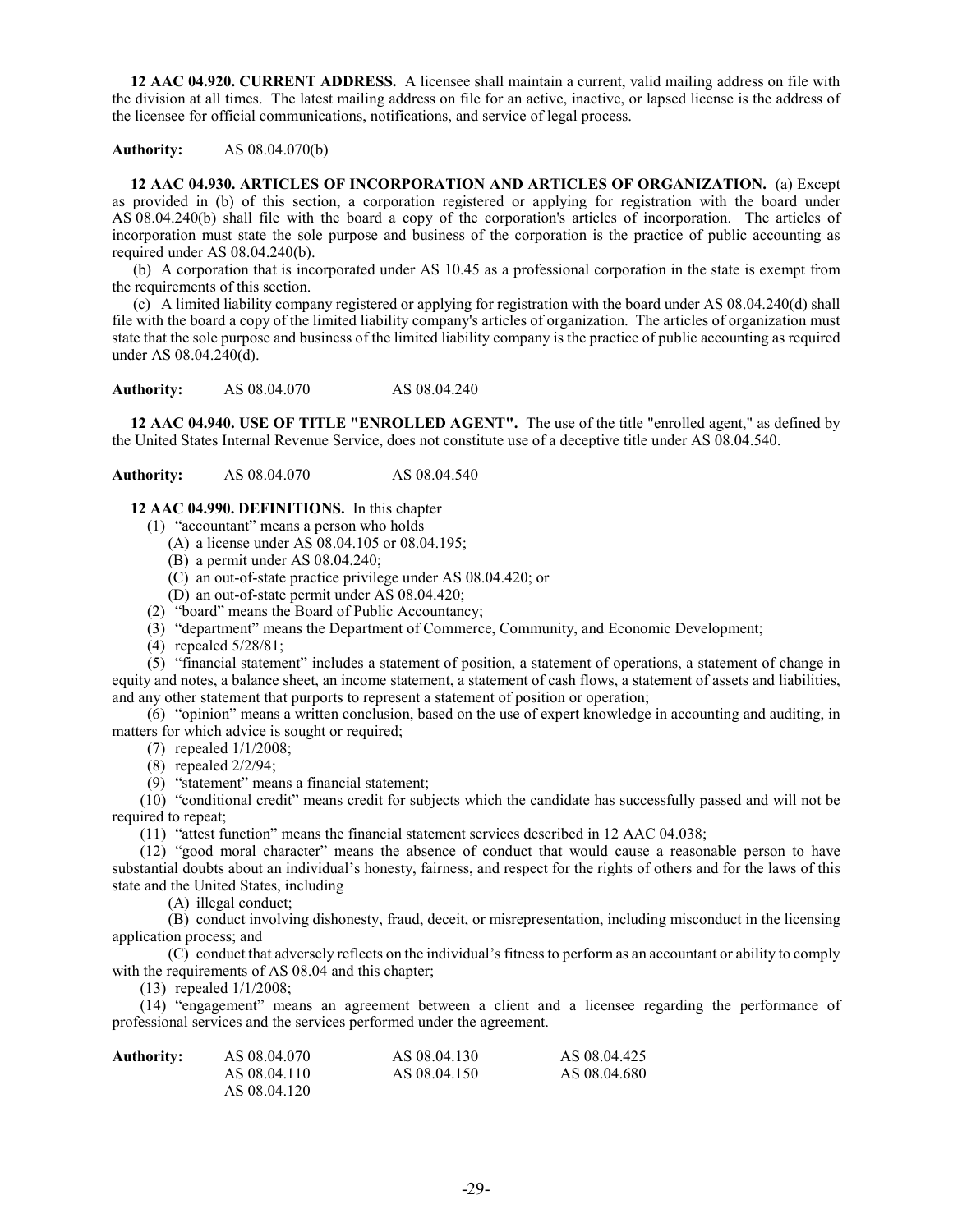**12 AAC 04.920. CURRENT ADDRESS.** A licensee shall maintain a current, valid mailing address on file with the division at all times. The latest mailing address on file for an active, inactive, or lapsed license is the address of the licensee for official communications, notifications, and service of legal process.

**Authority:** AS 08.04.070(b)

**12 AAC 04.930. ARTICLES OF INCORPORATION AND ARTICLES OF ORGANIZATION.** (a) Except as provided in (b) of this section, a corporation registered or applying for registration with the board under AS 08.04.240(b) shall file with the board a copy of the corporation's articles of incorporation. The articles of incorporation must state the sole purpose and business of the corporation is the practice of public accounting as required under AS 08.04.240(b).

(b) A corporation that is incorporated under AS 10.45 as a professional corporation in the state is exempt from the requirements of this section.

(c) A limited liability company registered or applying for registration with the board under AS 08.04.240(d) shall file with the board a copy of the limited liability company's articles of organization. The articles of organization must state that the sole purpose and business of the limited liability company is the practice of public accounting as required under AS 08.04.240(d).

**Authority:** AS 08.04.070 AS 08.04.240

**12 AAC 04.940. USE OF TITLE "ENROLLED AGENT".** The use of the title "enrolled agent," as defined by the United States Internal Revenue Service, does not constitute use of a deceptive title under AS 08.04.540.

**Authority:** AS 08.04.070 AS 08.04.540

**12 AAC 04.990. DEFINITIONS.** In this chapter

(1) "accountant" means a person who holds

(A) a license under AS 08.04.105 or 08.04.195;

(B) a permit under AS 08.04.240;

(C) an out-of-state practice privilege under AS 08.04.420; or

(D) an out-of-state permit under AS 08.04.420;

(2) "board" means the Board of Public Accountancy;

(3) "department" means the Department of Commerce, Community, and Economic Development;

(4) repealed 5/28/81;

(5) "financial statement" includes a statement of position, a statement of operations, a statement of change in equity and notes, a balance sheet, an income statement, a statement of cash flows, a statement of assets and liabilities, and any other statement that purports to represent a statement of position or operation;

(6) "opinion" means a written conclusion, based on the use of expert knowledge in accounting and auditing, in matters for which advice is sought or required;

(7) repealed 1/1/2008;

(8) repealed 2/2/94;

(9) "statement" means a financial statement;

(10) "conditional credit" means credit for subjects which the candidate has successfully passed and will not be required to repeat;

(11) "attest function" means the financial statement services described in 12 AAC 04.038;

(12) "good moral character" means the absence of conduct that would cause a reasonable person to have substantial doubts about an individual's honesty, fairness, and respect for the rights of others and for the laws of this state and the United States, including

(A) illegal conduct;

(B) conduct involving dishonesty, fraud, deceit, or misrepresentation, including misconduct in the licensing application process; and

(C) conduct that adversely reflects on the individual's fitness to perform as an accountant or ability to comply with the requirements of AS 08.04 and this chapter;

(13) repealed 1/1/2008;

(14) "engagement" means an agreement between a client and a licensee regarding the performance of professional services and the services performed under the agreement.

**Authority:** AS 08.04.070 AS 08.04.130 AS 08.04.425
AS 08.04.110 AS 08.04.150 AS 08.04.680
AS 08.04.120